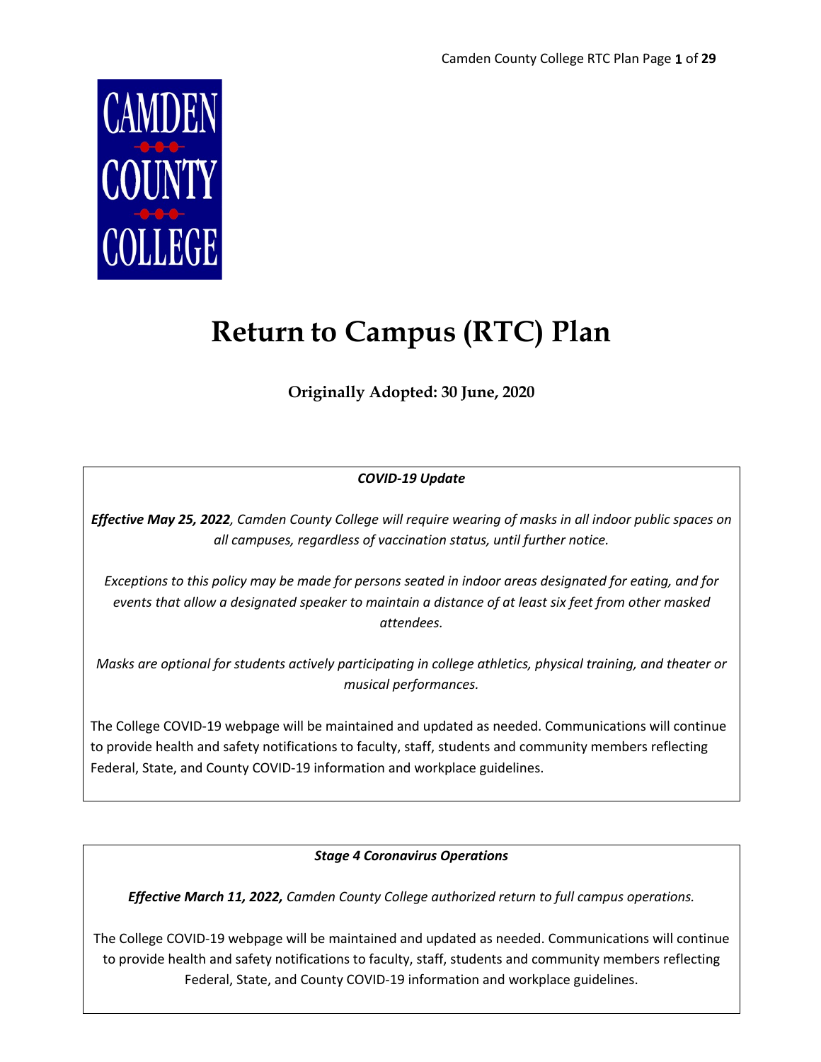CAMDEN COUNTY COLLEGE

# Return to Campus (RTC) Plan

**Originally Adopted: 30 June, 2020**

***COVID-19 Update***

***Effective May 25, 2022**, Camden County College will require wearing of masks in all indoor public spaces on all campuses, regardless of vaccination status, until further notice.*

*Exceptions to this policy may be made for persons seated in indoor areas designated for eating, and for events that allow a designated speaker to maintain a distance of at least six feet from other masked attendees.*

*Masks are optional for students actively participating in college athletics, physical training, and theater or musical performances.*

The College COVID-19 webpage will be maintained and updated as needed. Communications will continue to provide health and safety notifications to faculty, staff, students and community members reflecting Federal, State, and County COVID-19 information and workplace guidelines.

***Stage 4 Coronavirus Operations***

***Effective March 11, 2022,** Camden County College authorized return to full campus operations.*

The College COVID-19 webpage will be maintained and updated as needed. Communications will continue to provide health and safety notifications to faculty, staff, students and community members reflecting Federal, State, and County COVID-19 information and workplace guidelines.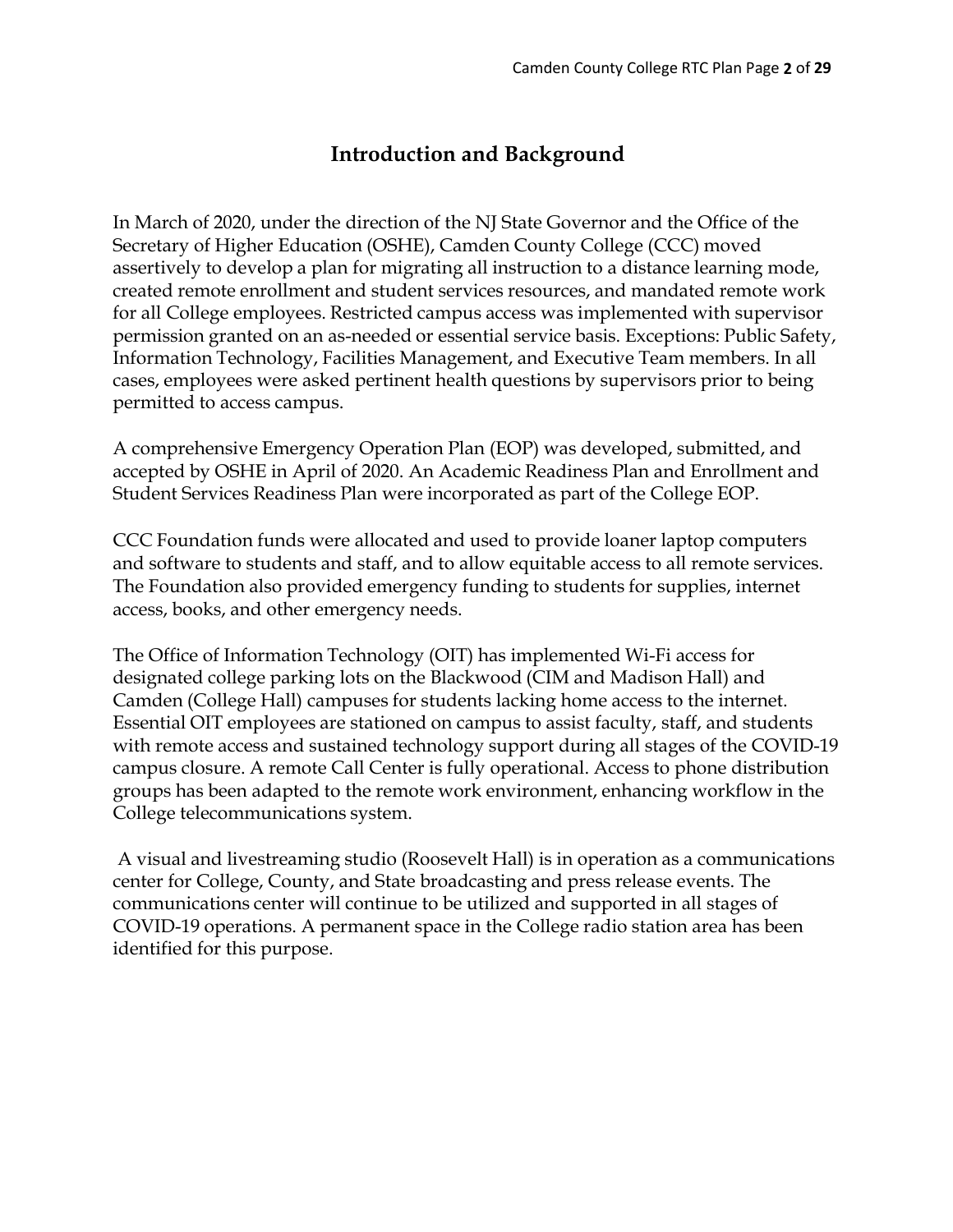# Introduction and Background

In March of 2020, under the direction of the NJ State Governor and the Office of the Secretary of Higher Education (OSHE), Camden County College (CCC) moved assertively to develop a plan for migrating all instruction to a distance learning mode, created remote enrollment and student services resources, and mandated remote work for all College employees. Restricted campus access was implemented with supervisor permission granted on an as-needed or essential service basis. Exceptions: Public Safety, Information Technology, Facilities Management, and Executive Team members. In all cases, employees were asked pertinent health questions by supervisors prior to being permitted to access campus.

A comprehensive Emergency Operation Plan (EOP) was developed, submitted, and accepted by OSHE in April of 2020. An Academic Readiness Plan and Enrollment and Student Services Readiness Plan were incorporated as part of the College EOP.

CCC Foundation funds were allocated and used to provide loaner laptop computers and software to students and staff, and to allow equitable access to all remote services. The Foundation also provided emergency funding to students for supplies, internet access, books, and other emergency needs.

The Office of Information Technology (OIT) has implemented Wi-Fi access for designated college parking lots on the Blackwood (CIM and Madison Hall) and Camden (College Hall) campuses for students lacking home access to the internet. Essential OIT employees are stationed on campus to assist faculty, staff, and students with remote access and sustained technology support during all stages of the COVID-19 campus closure. A remote Call Center is fully operational. Access to phone distribution groups has been adapted to the remote work environment, enhancing workflow in the College telecommunications system.

A visual and livestreaming studio (Roosevelt Hall) is in operation as a communications center for College, County, and State broadcasting and press release events. The communications center will continue to be utilized and supported in all stages of COVID-19 operations. A permanent space in the College radio station area has been identified for this purpose.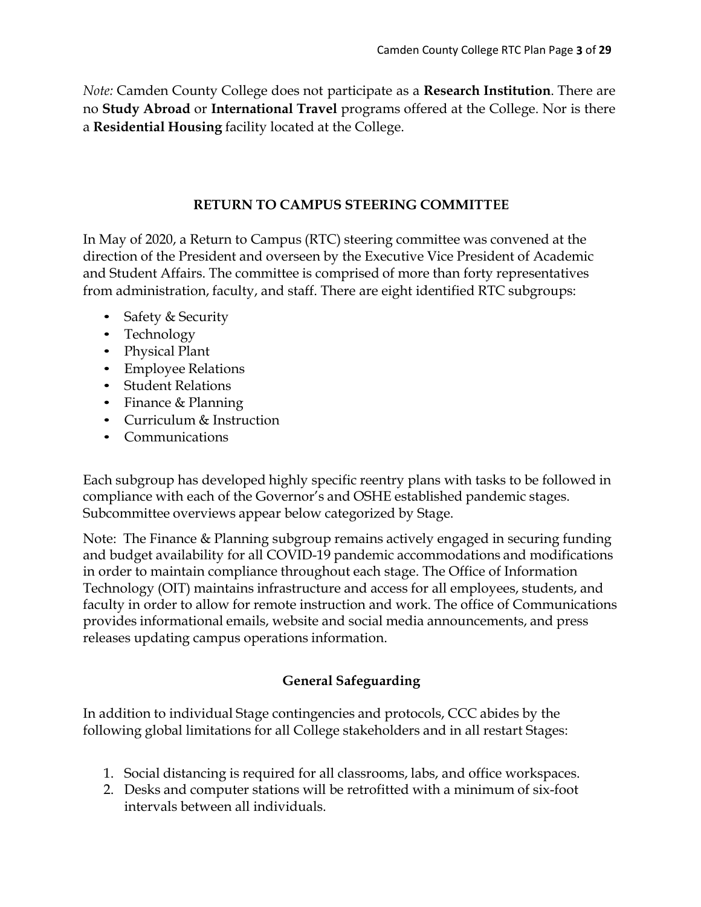*Note:* Camden County College does not participate as a **Research Institution**. There are no **Study Abroad** or **International Travel** programs offered at the College. Nor is there a **Residential Housing** facility located at the College.

## RETURN TO CAMPUS STEERING COMMITTEE

In May of 2020, a Return to Campus (RTC) steering committee was convened at the direction of the President and overseen by the Executive Vice President of Academic and Student Affairs. The committee is comprised of more than forty representatives from administration, faculty, and staff. There are eight identified RTC subgroups:

- Safety & Security
- Technology
- Physical Plant
- Employee Relations
- Student Relations
- Finance & Planning
- Curriculum & Instruction
- Communications

Each subgroup has developed highly specific reentry plans with tasks to be followed in compliance with each of the Governor's and OSHE established pandemic stages. Subcommittee overviews appear below categorized by Stage.

Note: The Finance & Planning subgroup remains actively engaged in securing funding and budget availability for all COVID-19 pandemic accommodations and modifications in order to maintain compliance throughout each stage. The Office of Information Technology (OIT) maintains infrastructure and access for all employees, students, and faculty in order to allow for remote instruction and work. The office of Communications provides informational emails, website and social media announcements, and press releases updating campus operations information.

### General Safeguarding

In addition to individual Stage contingencies and protocols, CCC abides by the following global limitations for all College stakeholders and in all restart Stages:

1. Social distancing is required for all classrooms, labs, and office workspaces.
2. Desks and computer stations will be retrofitted with a minimum of six-foot intervals between all individuals.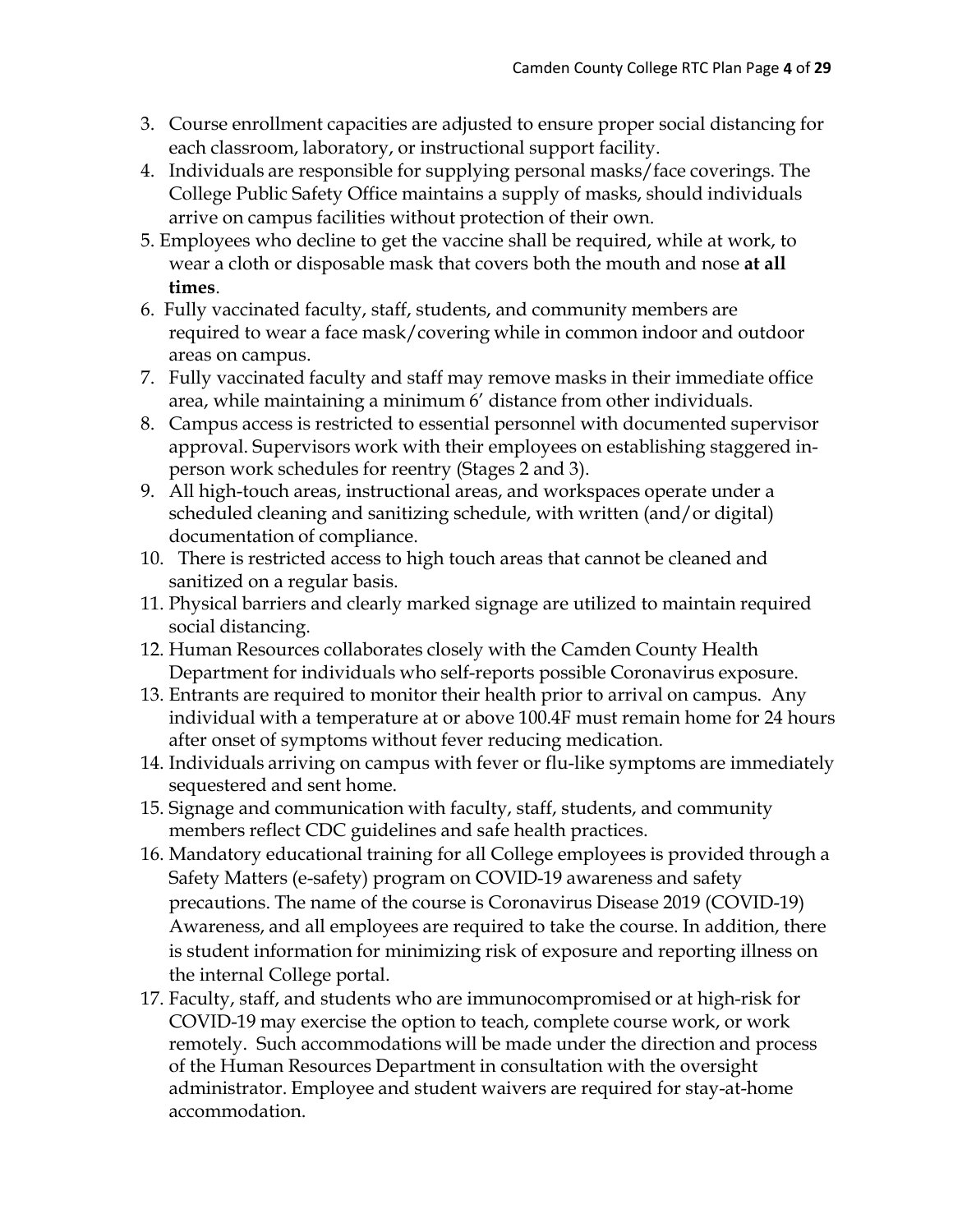3. Course enrollment capacities are adjusted to ensure proper social distancing for each classroom, laboratory, or instructional support facility.
4. Individuals are responsible for supplying personal masks/face coverings. The College Public Safety Office maintains a supply of masks, should individuals arrive on campus facilities without protection of their own.
5. Employees who decline to get the vaccine shall be required, while at work, to wear a cloth or disposable mask that covers both the mouth and nose **at all times**.
6. Fully vaccinated faculty, staff, students, and community members are required to wear a face mask/covering while in common indoor and outdoor areas on campus.
7. Fully vaccinated faculty and staff may remove masks in their immediate office area, while maintaining a minimum 6' distance from other individuals.
8. Campus access is restricted to essential personnel with documented supervisor approval. Supervisors work with their employees on establishing staggered in-person work schedules for reentry (Stages 2 and 3).
9. All high-touch areas, instructional areas, and workspaces operate under a scheduled cleaning and sanitizing schedule, with written (and/or digital) documentation of compliance.
10. There is restricted access to high touch areas that cannot be cleaned and sanitized on a regular basis.
11. Physical barriers and clearly marked signage are utilized to maintain required social distancing.
12. Human Resources collaborates closely with the Camden County Health Department for individuals who self-reports possible Coronavirus exposure.
13. Entrants are required to monitor their health prior to arrival on campus. Any individual with a temperature at or above 100.4F must remain home for 24 hours after onset of symptoms without fever reducing medication.
14. Individuals arriving on campus with fever or flu-like symptoms are immediately sequestered and sent home.
15. Signage and communication with faculty, staff, students, and community members reflect CDC guidelines and safe health practices.
16. Mandatory educational training for all College employees is provided through a Safety Matters (e-safety) program on COVID-19 awareness and safety precautions. The name of the course is Coronavirus Disease 2019 (COVID-19) Awareness, and all employees are required to take the course. In addition, there is student information for minimizing risk of exposure and reporting illness on the internal College portal.
17. Faculty, staff, and students who are immunocompromised or at high-risk for COVID-19 may exercise the option to teach, complete course work, or work remotely. Such accommodations will be made under the direction and process of the Human Resources Department in consultation with the oversight administrator. Employee and student waivers are required for stay-at-home accommodation.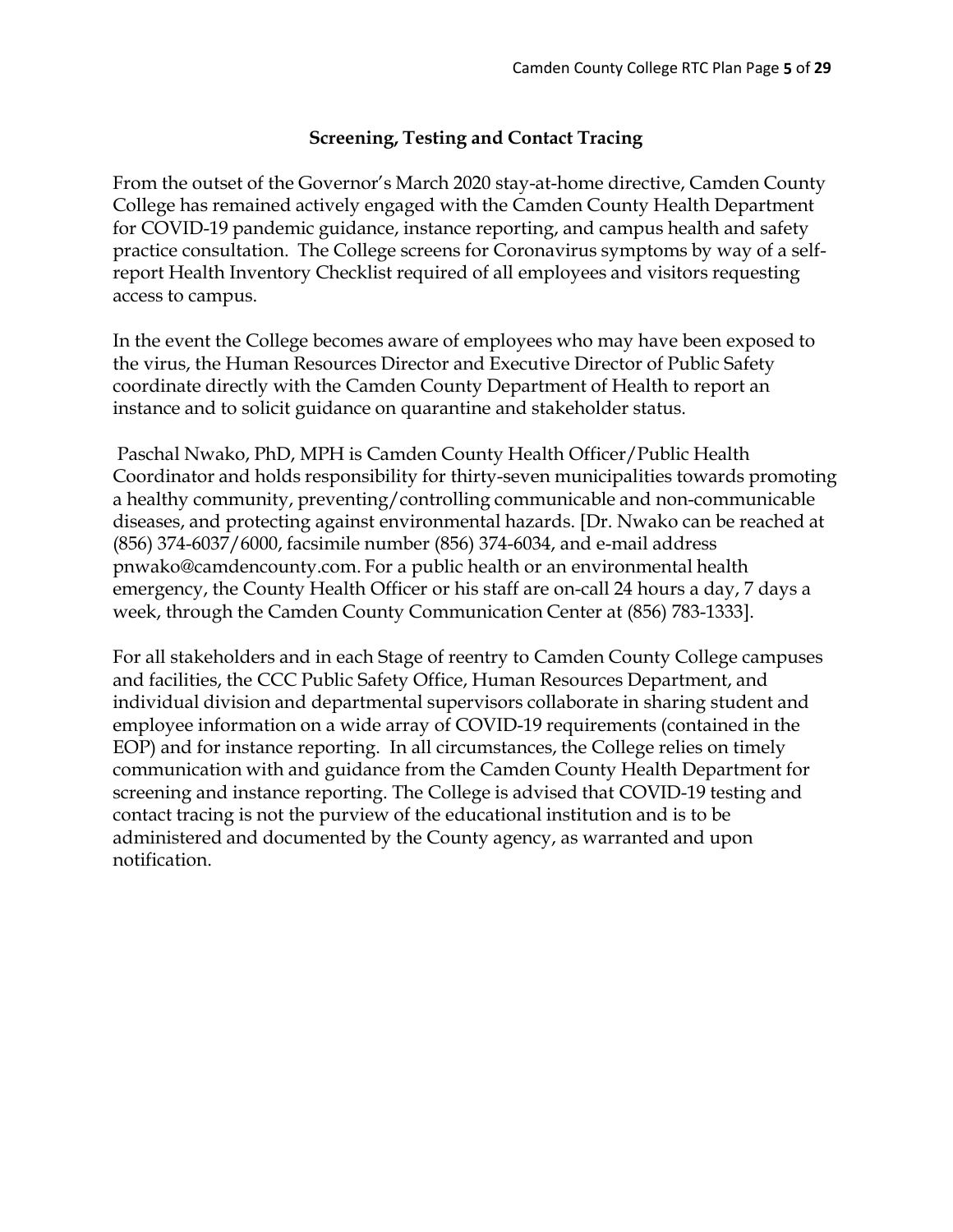## Screening, Testing and Contact Tracing

From the outset of the Governor's March 2020 stay-at-home directive, Camden County College has remained actively engaged with the Camden County Health Department for COVID-19 pandemic guidance, instance reporting, and campus health and safety practice consultation. The College screens for Coronavirus symptoms by way of a self-report Health Inventory Checklist required of all employees and visitors requesting access to campus.

In the event the College becomes aware of employees who may have been exposed to the virus, the Human Resources Director and Executive Director of Public Safety coordinate directly with the Camden County Department of Health to report an instance and to solicit guidance on quarantine and stakeholder status.

Paschal Nwako, PhD, MPH is Camden County Health Officer/Public Health Coordinator and holds responsibility for thirty-seven municipalities towards promoting a healthy community, preventing/controlling communicable and non-communicable diseases, and protecting against environmental hazards. [Dr. Nwako can be reached at (856) 374-6037/6000, facsimile number (856) 374-6034, and e-mail address pnwako@camdencounty.com. For a public health or an environmental health emergency, the County Health Officer or his staff are on-call 24 hours a day, 7 days a week, through the Camden County Communication Center at (856) 783-1333].

For all stakeholders and in each Stage of reentry to Camden County College campuses and facilities, the CCC Public Safety Office, Human Resources Department, and individual division and departmental supervisors collaborate in sharing student and employee information on a wide array of COVID-19 requirements (contained in the EOP) and for instance reporting. In all circumstances, the College relies on timely communication with and guidance from the Camden County Health Department for screening and instance reporting. The College is advised that COVID-19 testing and contact tracing is not the purview of the educational institution and is to be administered and documented by the County agency, as warranted and upon notification.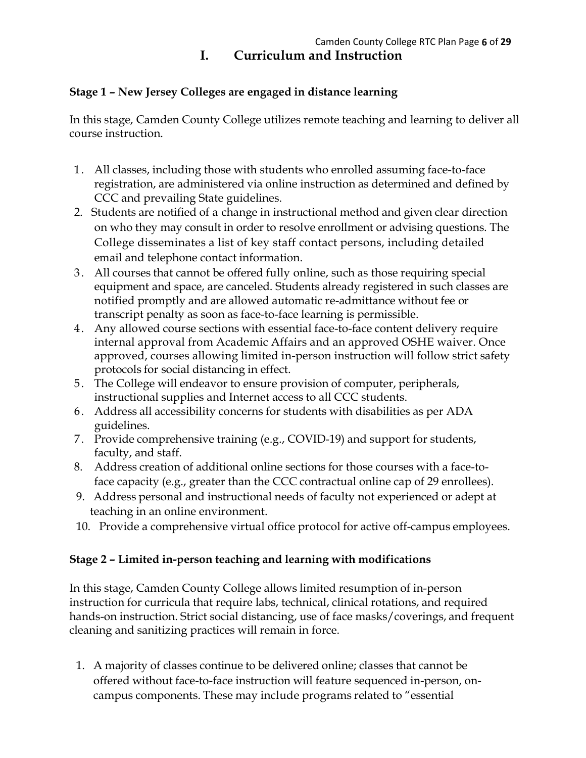# I. Curriculum and Instruction

**Stage 1 – New Jersey Colleges are engaged in distance learning**

In this stage, Camden County College utilizes remote teaching and learning to deliver all course instruction.

1. All classes, including those with students who enrolled assuming face-to-face registration, are administered via online instruction as determined and defined by CCC and prevailing State guidelines.
2. Students are notified of a change in instructional method and given clear direction on who they may consult in order to resolve enrollment or advising questions. The College disseminates a list of key staff contact persons, including detailed email and telephone contact information.
3. All courses that cannot be offered fully online, such as those requiring special equipment and space, are canceled. Students already registered in such classes are notified promptly and are allowed automatic re-admittance without fee or transcript penalty as soon as face-to-face learning is permissible.
4. Any allowed course sections with essential face-to-face content delivery require internal approval from Academic Affairs and an approved OSHE waiver. Once approved, courses allowing limited in-person instruction will follow strict safety protocols for social distancing in effect.
5. The College will endeavor to ensure provision of computer, peripherals, instructional supplies and Internet access to all CCC students.
6. Address all accessibility concerns for students with disabilities as per ADA guidelines.
7. Provide comprehensive training (e.g., COVID-19) and support for students, faculty, and staff.
8. Address creation of additional online sections for those courses with a face-to-face capacity (e.g., greater than the CCC contractual online cap of 29 enrollees).
9. Address personal and instructional needs of faculty not experienced or adept at teaching in an online environment.
10. Provide a comprehensive virtual office protocol for active off-campus employees.

**Stage 2 – Limited in-person teaching and learning with modifications**

In this stage, Camden County College allows limited resumption of in-person instruction for curricula that require labs, technical, clinical rotations, and required hands-on instruction. Strict social distancing, use of face masks/coverings, and frequent cleaning and sanitizing practices will remain in force.

1. A majority of classes continue to be delivered online; classes that cannot be offered without face-to-face instruction will feature sequenced in-person, on-campus components. These may include programs related to "essential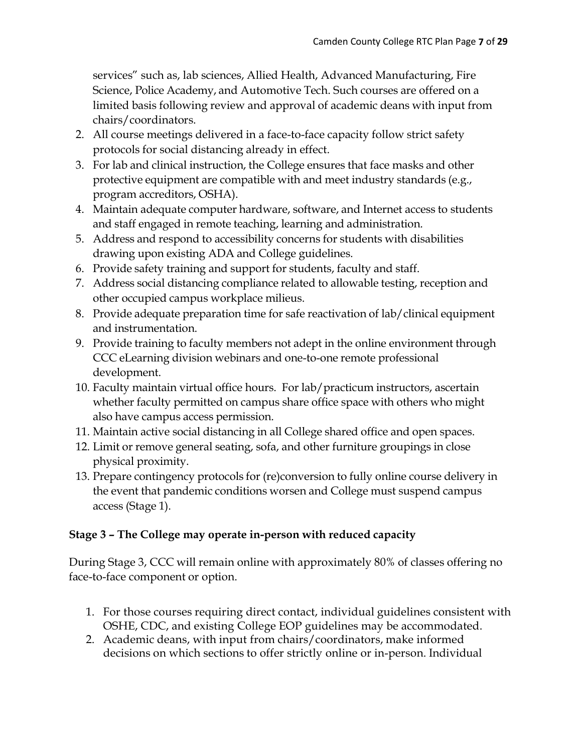services" such as, lab sciences, Allied Health, Advanced Manufacturing, Fire Science, Police Academy, and Automotive Tech. Such courses are offered on a limited basis following review and approval of academic deans with input from chairs/coordinators.

2. All course meetings delivered in a face-to-face capacity follow strict safety protocols for social distancing already in effect.
3. For lab and clinical instruction, the College ensures that face masks and other protective equipment are compatible with and meet industry standards (e.g., program accreditors, OSHA).
4. Maintain adequate computer hardware, software, and Internet access to students and staff engaged in remote teaching, learning and administration.
5. Address and respond to accessibility concerns for students with disabilities drawing upon existing ADA and College guidelines.
6. Provide safety training and support for students, faculty and staff.
7. Address social distancing compliance related to allowable testing, reception and other occupied campus workplace milieus.
8. Provide adequate preparation time for safe reactivation of lab/clinical equipment and instrumentation.
9. Provide training to faculty members not adept in the online environment through CCC eLearning division webinars and one-to-one remote professional development.
10. Faculty maintain virtual office hours. For lab/practicum instructors, ascertain whether faculty permitted on campus share office space with others who might also have campus access permission.
11. Maintain active social distancing in all College shared office and open spaces.
12. Limit or remove general seating, sofa, and other furniture groupings in close physical proximity.
13. Prepare contingency protocols for (re)conversion to fully online course delivery in the event that pandemic conditions worsen and College must suspend campus access (Stage 1).

**Stage 3 – The College may operate in-person with reduced capacity**

During Stage 3, CCC will remain online with approximately 80% of classes offering no face-to-face component or option.

1. For those courses requiring direct contact, individual guidelines consistent with OSHE, CDC, and existing College EOP guidelines may be accommodated.
2. Academic deans, with input from chairs/coordinators, make informed decisions on which sections to offer strictly online or in-person. Individual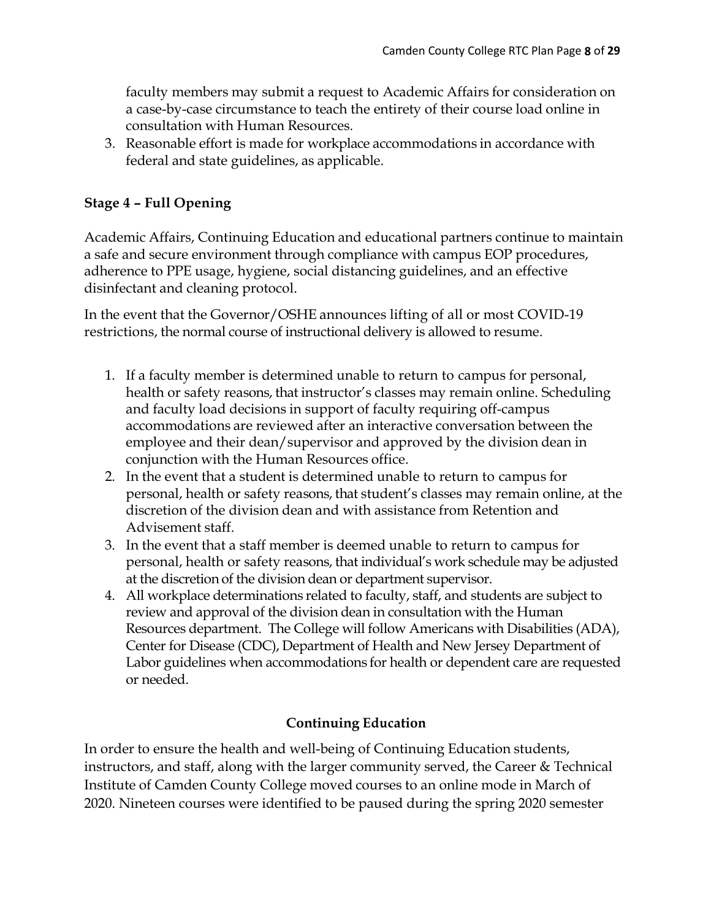faculty members may submit a request to Academic Affairs for consideration on a case-by-case circumstance to teach the entirety of their course load online in consultation with Human Resources.

3. Reasonable effort is made for workplace accommodations in accordance with federal and state guidelines, as applicable.

**Stage 4 – Full Opening**

Academic Affairs, Continuing Education and educational partners continue to maintain a safe and secure environment through compliance with campus EOP procedures, adherence to PPE usage, hygiene, social distancing guidelines, and an effective disinfectant and cleaning protocol.

In the event that the Governor/OSHE announces lifting of all or most COVID-19 restrictions, the normal course of instructional delivery is allowed to resume.

1. If a faculty member is determined unable to return to campus for personal, health or safety reasons, that instructor's classes may remain online. Scheduling and faculty load decisions in support of faculty requiring off-campus accommodations are reviewed after an interactive conversation between the employee and their dean/supervisor and approved by the division dean in conjunction with the Human Resources office.
2. In the event that a student is determined unable to return to campus for personal, health or safety reasons, that student's classes may remain online, at the discretion of the division dean and with assistance from Retention and Advisement staff.
3. In the event that a staff member is deemed unable to return to campus for personal, health or safety reasons, that individual's work schedule may be adjusted at the discretion of the division dean or department supervisor.
4. All workplace determinations related to faculty, staff, and students are subject to review and approval of the division dean in consultation with the Human Resources department. The College will follow Americans with Disabilities (ADA), Center for Disease (CDC), Department of Health and New Jersey Department of Labor guidelines when accommodations for health or dependent care are requested or needed.

**Continuing Education**

In order to ensure the health and well-being of Continuing Education students, instructors, and staff, along with the larger community served, the Career & Technical Institute of Camden County College moved courses to an online mode in March of 2020. Nineteen courses were identified to be paused during the spring 2020 semester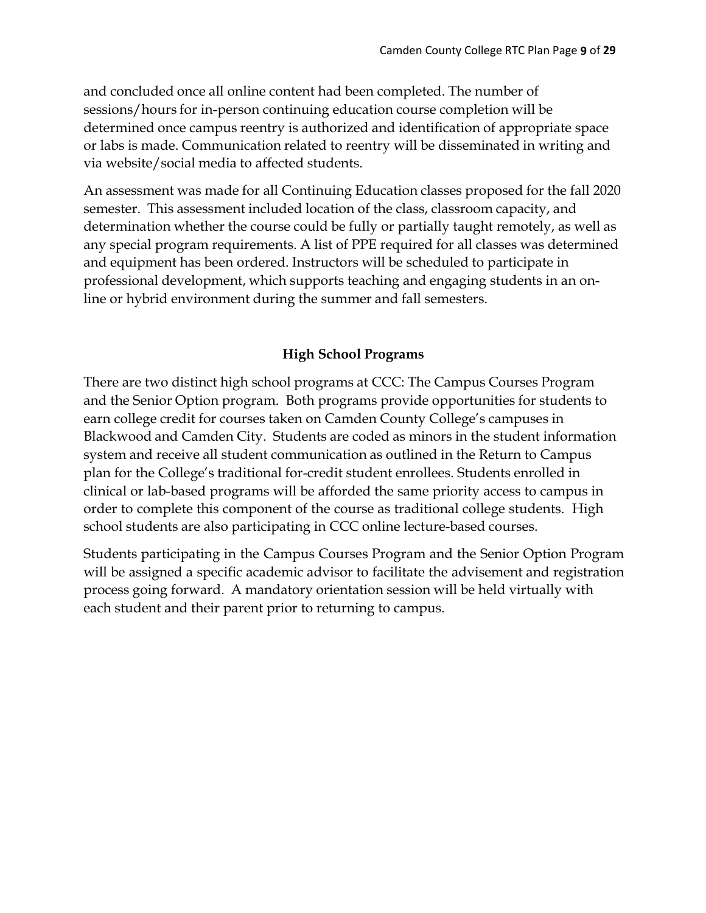and concluded once all online content had been completed. The number of sessions/hours for in-person continuing education course completion will be determined once campus reentry is authorized and identification of appropriate space or labs is made. Communication related to reentry will be disseminated in writing and via website/social media to affected students.

An assessment was made for all Continuing Education classes proposed for the fall 2020 semester. This assessment included location of the class, classroom capacity, and determination whether the course could be fully or partially taught remotely, as well as any special program requirements. A list of PPE required for all classes was determined and equipment has been ordered. Instructors will be scheduled to participate in professional development, which supports teaching and engaging students in an on-line or hybrid environment during the summer and fall semesters.

## High School Programs

There are two distinct high school programs at CCC: The Campus Courses Program and the Senior Option program. Both programs provide opportunities for students to earn college credit for courses taken on Camden County College's campuses in Blackwood and Camden City. Students are coded as minors in the student information system and receive all student communication as outlined in the Return to Campus plan for the College's traditional for-credit student enrollees. Students enrolled in clinical or lab-based programs will be afforded the same priority access to campus in order to complete this component of the course as traditional college students. High school students are also participating in CCC online lecture-based courses.

Students participating in the Campus Courses Program and the Senior Option Program will be assigned a specific academic advisor to facilitate the advisement and registration process going forward. A mandatory orientation session will be held virtually with each student and their parent prior to returning to campus.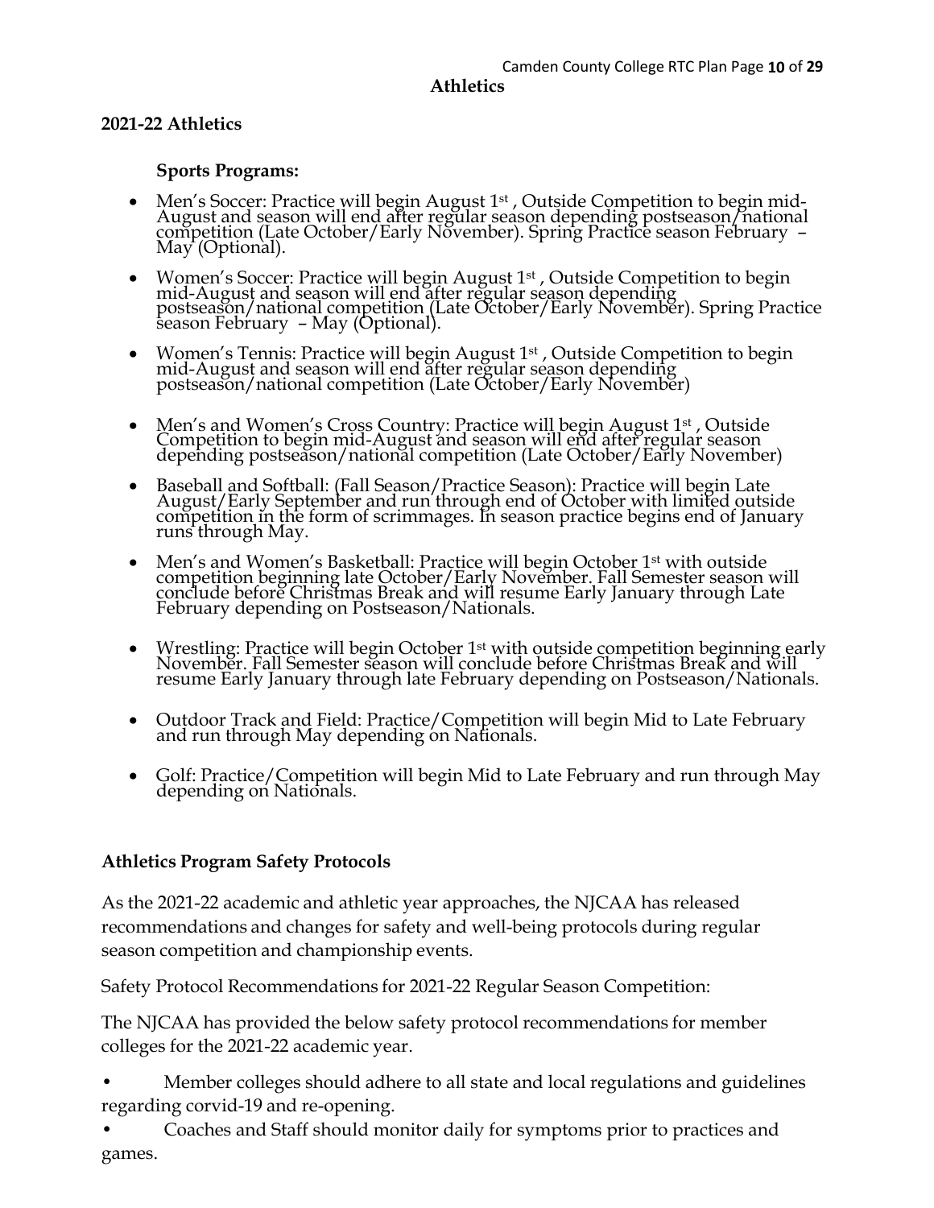## Athletics

### 2021-22 Athletics

**Sports Programs:**

- Men's Soccer: Practice will begin August 1st , Outside Competition to begin mid-August and season will end after regular season depending postseason/national competition (Late October/Early November). Spring Practice season February – May (Optional).
- Women's Soccer: Practice will begin August 1st , Outside Competition to begin mid-August and season will end after regular season depending postseason/national competition (Late October/Early November). Spring Practice season February – May (Optional).
- Women's Tennis: Practice will begin August 1st , Outside Competition to begin mid-August and season will end after regular season depending postseason/national competition (Late October/Early November)
- Men's and Women's Cross Country: Practice will begin August 1st , Outside Competition to begin mid-August and season will end after regular season depending postseason/national competition (Late October/Early November)
- Baseball and Softball: (Fall Season/Practice Season): Practice will begin Late August/Early September and run through end of October with limited outside competition in the form of scrimmages. In season practice begins end of January runs through May.
- Men's and Women's Basketball: Practice will begin October 1st with outside competition beginning late October/Early November. Fall Semester season will conclude before Christmas Break and will resume Early January through Late February depending on Postseason/Nationals.
- Wrestling: Practice will begin October 1st with outside competition beginning early November. Fall Semester season will conclude before Christmas Break and will resume Early January through late February depending on Postseason/Nationals.
- Outdoor Track and Field: Practice/Competition will begin Mid to Late February and run through May depending on Nationals.
- Golf: Practice/Competition will begin Mid to Late February and run through May depending on Nationals.

### Athletics Program Safety Protocols

As the 2021-22 academic and athletic year approaches, the NJCAA has released recommendations and changes for safety and well-being protocols during regular season competition and championship events.

Safety Protocol Recommendations for 2021-22 Regular Season Competition:

The NJCAA has provided the below safety protocol recommendations for member colleges for the 2021-22 academic year.

- Member colleges should adhere to all state and local regulations and guidelines regarding corvid-19 and re-opening.
- Coaches and Staff should monitor daily for symptoms prior to practices and games.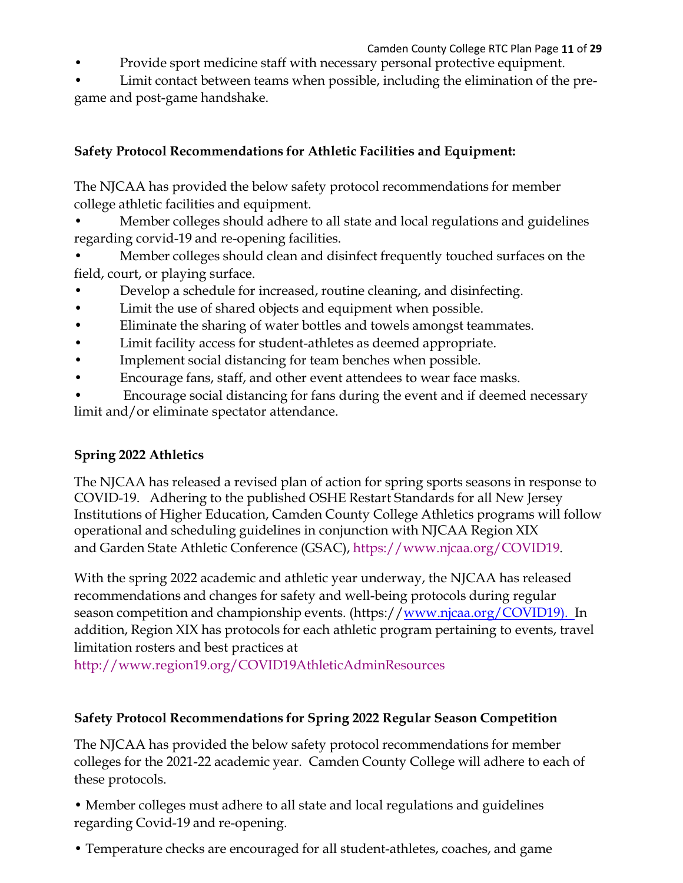- Provide sport medicine staff with necessary personal protective equipment.
- Limit contact between teams when possible, including the elimination of the pre-game and post-game handshake.

**Safety Protocol Recommendations for Athletic Facilities and Equipment:**

The NJCAA has provided the below safety protocol recommendations for member college athletic facilities and equipment.

- Member colleges should adhere to all state and local regulations and guidelines regarding corvid-19 and re-opening facilities.
- Member colleges should clean and disinfect frequently touched surfaces on the field, court, or playing surface.
- Develop a schedule for increased, routine cleaning, and disinfecting.
- Limit the use of shared objects and equipment when possible.
- Eliminate the sharing of water bottles and towels amongst teammates.
- Limit facility access for student-athletes as deemed appropriate.
- Implement social distancing for team benches when possible.
- Encourage fans, staff, and other event attendees to wear face masks.
- Encourage social distancing for fans during the event and if deemed necessary limit and/or eliminate spectator attendance.

**Spring 2022 Athletics**

The NJCAA has released a revised plan of action for spring sports seasons in response to COVID-19. Adhering to the published OSHE Restart Standards for all New Jersey Institutions of Higher Education, Camden County College Athletics programs will follow operational and scheduling guidelines in conjunction with NJCAA Region XIX and Garden State Athletic Conference (GSAC), https://www.njcaa.org/COVID19.

With the spring 2022 academic and athletic year underway, the NJCAA has released recommendations and changes for safety and well-being protocols during regular season competition and championship events. (https://www.njcaa.org/COVID19). In addition, Region XIX has protocols for each athletic program pertaining to events, travel limitation rosters and best practices at http://www.region19.org/COVID19AthleticAdminResources

**Safety Protocol Recommendations for Spring 2022 Regular Season Competition**

The NJCAA has provided the below safety protocol recommendations for member colleges for the 2021-22 academic year. Camden County College will adhere to each of these protocols.

- Member colleges must adhere to all state and local regulations and guidelines regarding Covid-19 and re-opening.
- Temperature checks are encouraged for all student-athletes, coaches, and game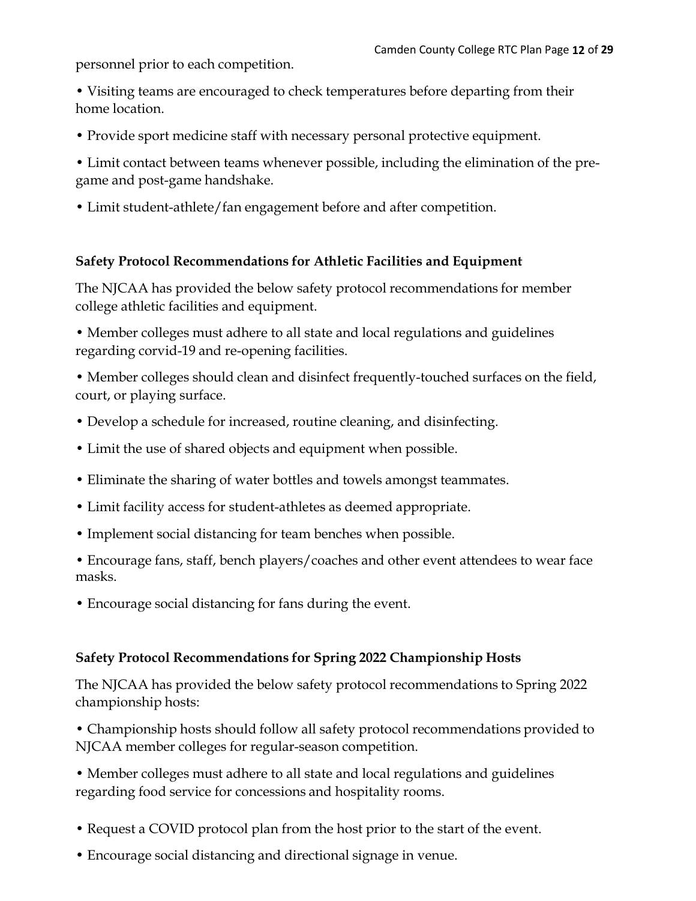personnel prior to each competition.

- Visiting teams are encouraged to check temperatures before departing from their home location.
- Provide sport medicine staff with necessary personal protective equipment.
- Limit contact between teams whenever possible, including the elimination of the pre-game and post-game handshake.
- Limit student-athlete/fan engagement before and after competition.

**Safety Protocol Recommendations for Athletic Facilities and Equipment**

The NJCAA has provided the below safety protocol recommendations for member college athletic facilities and equipment.

- Member colleges must adhere to all state and local regulations and guidelines regarding corvid-19 and re-opening facilities.
- Member colleges should clean and disinfect frequently-touched surfaces on the field, court, or playing surface.
- Develop a schedule for increased, routine cleaning, and disinfecting.
- Limit the use of shared objects and equipment when possible.
- Eliminate the sharing of water bottles and towels amongst teammates.
- Limit facility access for student-athletes as deemed appropriate.
- Implement social distancing for team benches when possible.
- Encourage fans, staff, bench players/coaches and other event attendees to wear face masks.
- Encourage social distancing for fans during the event.

**Safety Protocol Recommendations for Spring 2022 Championship Hosts**

The NJCAA has provided the below safety protocol recommendations to Spring 2022 championship hosts:

- Championship hosts should follow all safety protocol recommendations provided to NJCAA member colleges for regular-season competition.
- Member colleges must adhere to all state and local regulations and guidelines regarding food service for concessions and hospitality rooms.
- Request a COVID protocol plan from the host prior to the start of the event.
- Encourage social distancing and directional signage in venue.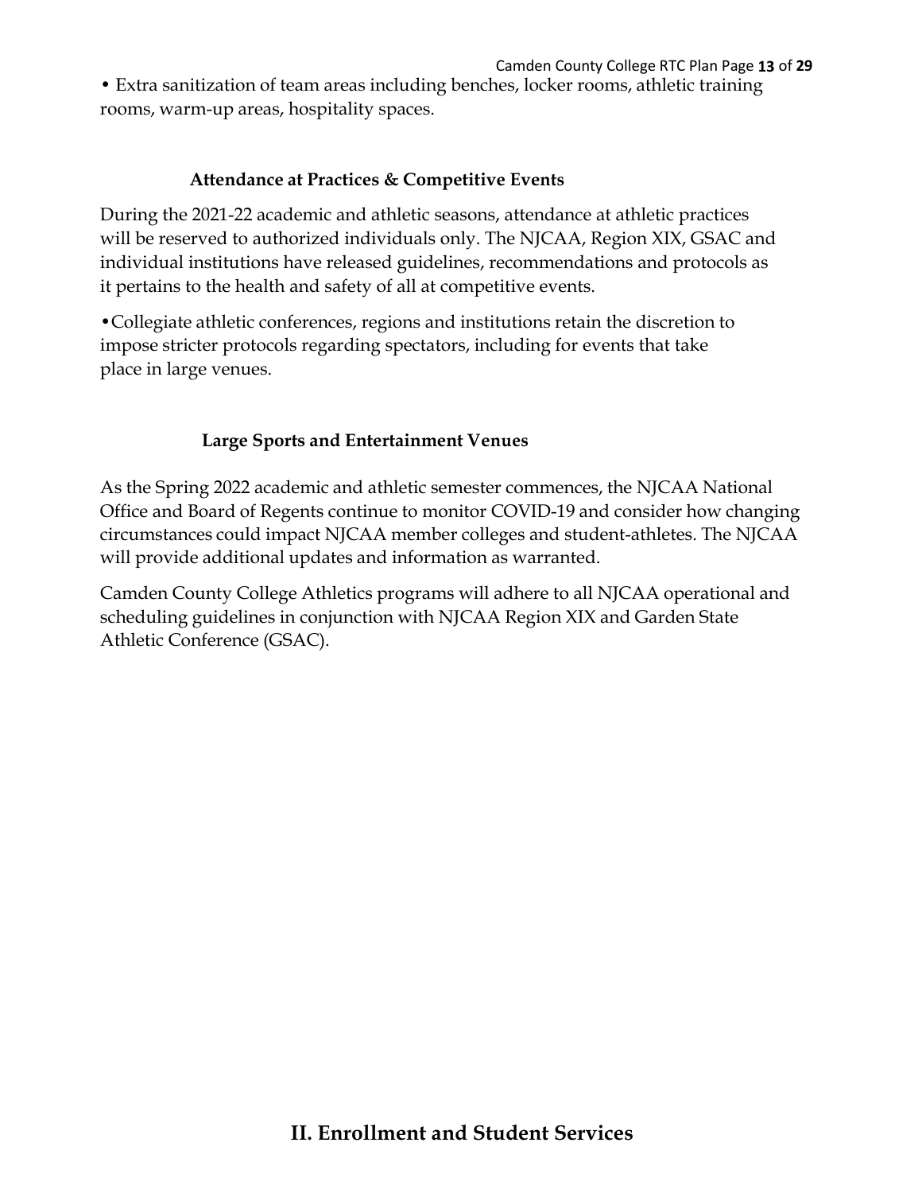- Extra sanitization of team areas including benches, locker rooms, athletic training rooms, warm-up areas, hospitality spaces.

### Attendance at Practices & Competitive Events

During the 2021-22 academic and athletic seasons, attendance at athletic practices will be reserved to authorized individuals only. The NJCAA, Region XIX, GSAC and individual institutions have released guidelines, recommendations and protocols as it pertains to the health and safety of all at competitive events.

- Collegiate athletic conferences, regions and institutions retain the discretion to impose stricter protocols regarding spectators, including for events that take place in large venues.

### Large Sports and Entertainment Venues

As the Spring 2022 academic and athletic semester commences, the NJCAA National Office and Board of Regents continue to monitor COVID-19 and consider how changing circumstances could impact NJCAA member colleges and student-athletes. The NJCAA will provide additional updates and information as warranted.

Camden County College Athletics programs will adhere to all NJCAA operational and scheduling guidelines in conjunction with NJCAA Region XIX and Garden State Athletic Conference (GSAC).

## II. Enrollment and Student Services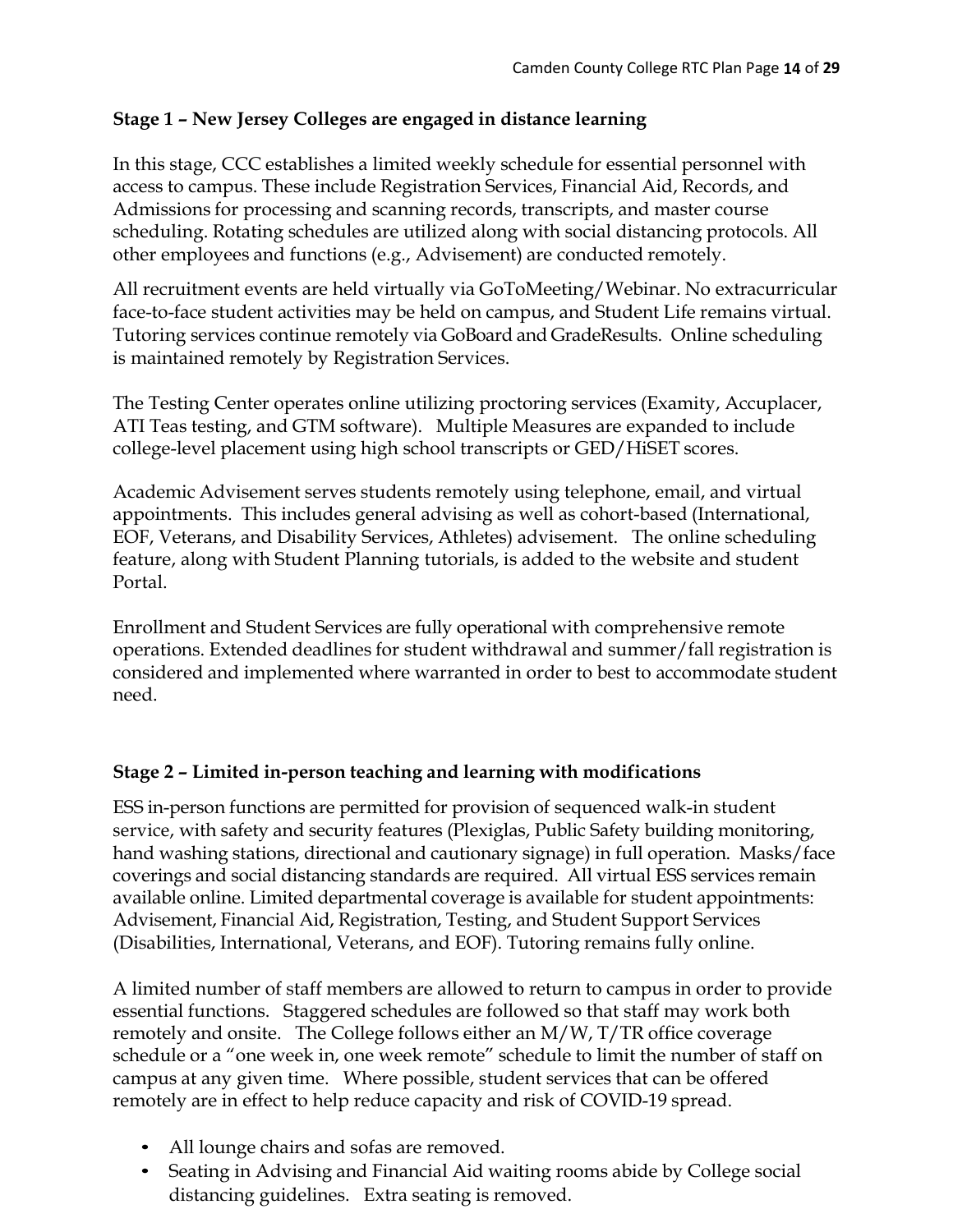**Stage 1 – New Jersey Colleges are engaged in distance learning**

In this stage, CCC establishes a limited weekly schedule for essential personnel with access to campus. These include Registration Services, Financial Aid, Records, and Admissions for processing and scanning records, transcripts, and master course scheduling. Rotating schedules are utilized along with social distancing protocols. All other employees and functions (e.g., Advisement) are conducted remotely.

All recruitment events are held virtually via GoToMeeting/Webinar. No extracurricular face-to-face student activities may be held on campus, and Student Life remains virtual. Tutoring services continue remotely via GoBoard and GradeResults. Online scheduling is maintained remotely by Registration Services.

The Testing Center operates online utilizing proctoring services (Examity, Accuplacer, ATI Teas testing, and GTM software). Multiple Measures are expanded to include college-level placement using high school transcripts or GED/HiSET scores.

Academic Advisement serves students remotely using telephone, email, and virtual appointments. This includes general advising as well as cohort-based (International, EOF, Veterans, and Disability Services, Athletes) advisement. The online scheduling feature, along with Student Planning tutorials, is added to the website and student Portal.

Enrollment and Student Services are fully operational with comprehensive remote operations. Extended deadlines for student withdrawal and summer/fall registration is considered and implemented where warranted in order to best to accommodate student need.

**Stage 2 – Limited in-person teaching and learning with modifications**

ESS in-person functions are permitted for provision of sequenced walk-in student service, with safety and security features (Plexiglas, Public Safety building monitoring, hand washing stations, directional and cautionary signage) in full operation. Masks/face coverings and social distancing standards are required. All virtual ESS services remain available online. Limited departmental coverage is available for student appointments: Advisement, Financial Aid, Registration, Testing, and Student Support Services (Disabilities, International, Veterans, and EOF). Tutoring remains fully online.

A limited number of staff members are allowed to return to campus in order to provide essential functions. Staggered schedules are followed so that staff may work both remotely and onsite. The College follows either an M/W, T/TR office coverage schedule or a "one week in, one week remote" schedule to limit the number of staff on campus at any given time. Where possible, student services that can be offered remotely are in effect to help reduce capacity and risk of COVID-19 spread.

- All lounge chairs and sofas are removed.
- Seating in Advising and Financial Aid waiting rooms abide by College social distancing guidelines. Extra seating is removed.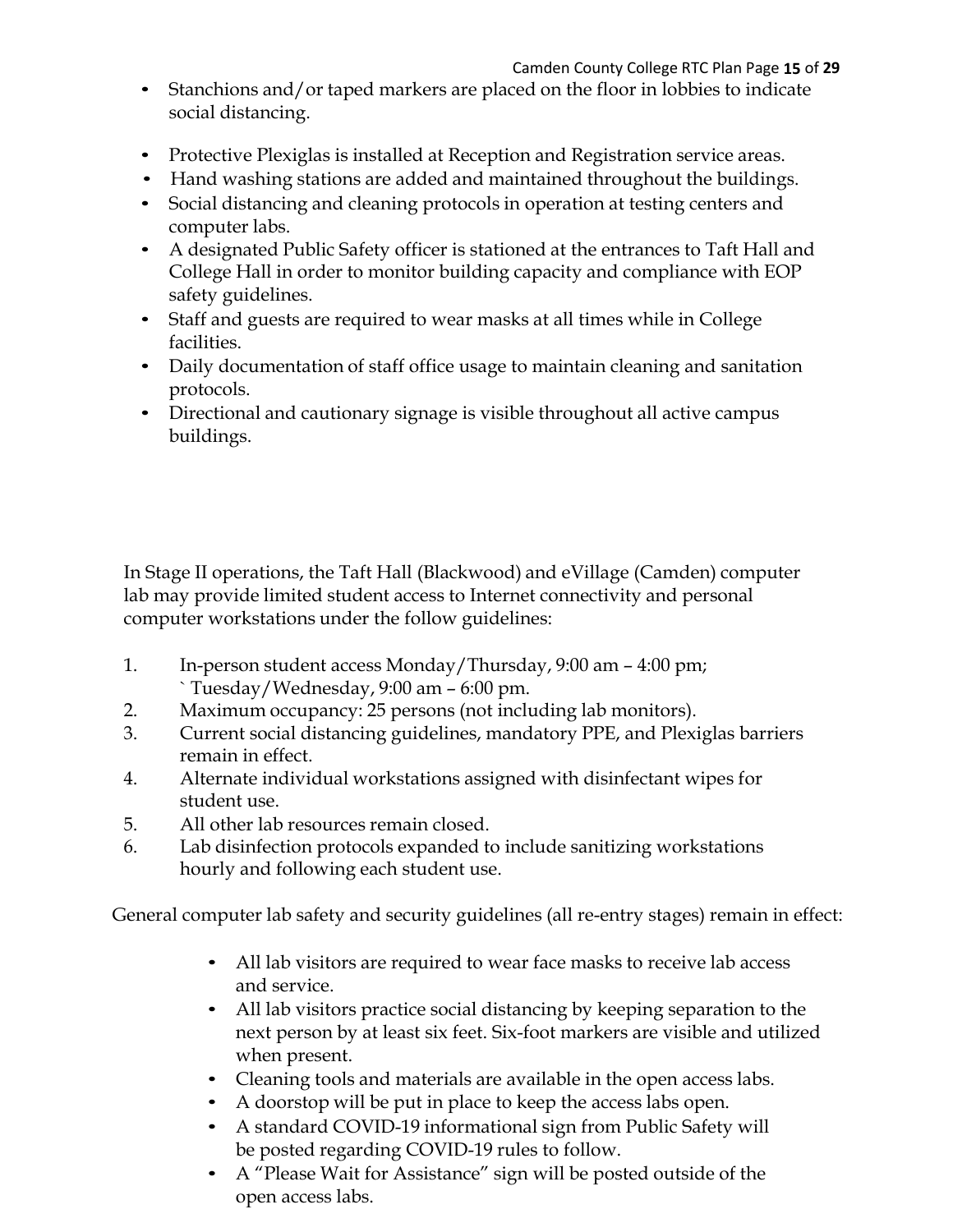- Stanchions and/or taped markers are placed on the floor in lobbies to indicate social distancing.
- Protective Plexiglas is installed at Reception and Registration service areas.
- Hand washing stations are added and maintained throughout the buildings.
- Social distancing and cleaning protocols in operation at testing centers and computer labs.
- A designated Public Safety officer is stationed at the entrances to Taft Hall and College Hall in order to monitor building capacity and compliance with EOP safety guidelines.
- Staff and guests are required to wear masks at all times while in College facilities.
- Daily documentation of staff office usage to maintain cleaning and sanitation protocols.
- Directional and cautionary signage is visible throughout all active campus buildings.

In Stage II operations, the Taft Hall (Blackwood) and eVillage (Camden) computer lab may provide limited student access to Internet connectivity and personal computer workstations under the follow guidelines:

1. In-person student access Monday/Thursday, 9:00 am – 4:00 pm; ` Tuesday/Wednesday, 9:00 am – 6:00 pm.
2. Maximum occupancy: 25 persons (not including lab monitors).
3. Current social distancing guidelines, mandatory PPE, and Plexiglas barriers remain in effect.
4. Alternate individual workstations assigned with disinfectant wipes for student use.
5. All other lab resources remain closed.
6. Lab disinfection protocols expanded to include sanitizing workstations hourly and following each student use.

General computer lab safety and security guidelines (all re-entry stages) remain in effect:

- All lab visitors are required to wear face masks to receive lab access and service.
- All lab visitors practice social distancing by keeping separation to the next person by at least six feet. Six-foot markers are visible and utilized when present.
- Cleaning tools and materials are available in the open access labs.
- A doorstop will be put in place to keep the access labs open.
- A standard COVID-19 informational sign from Public Safety will be posted regarding COVID-19 rules to follow.
- A "Please Wait for Assistance" sign will be posted outside of the open access labs.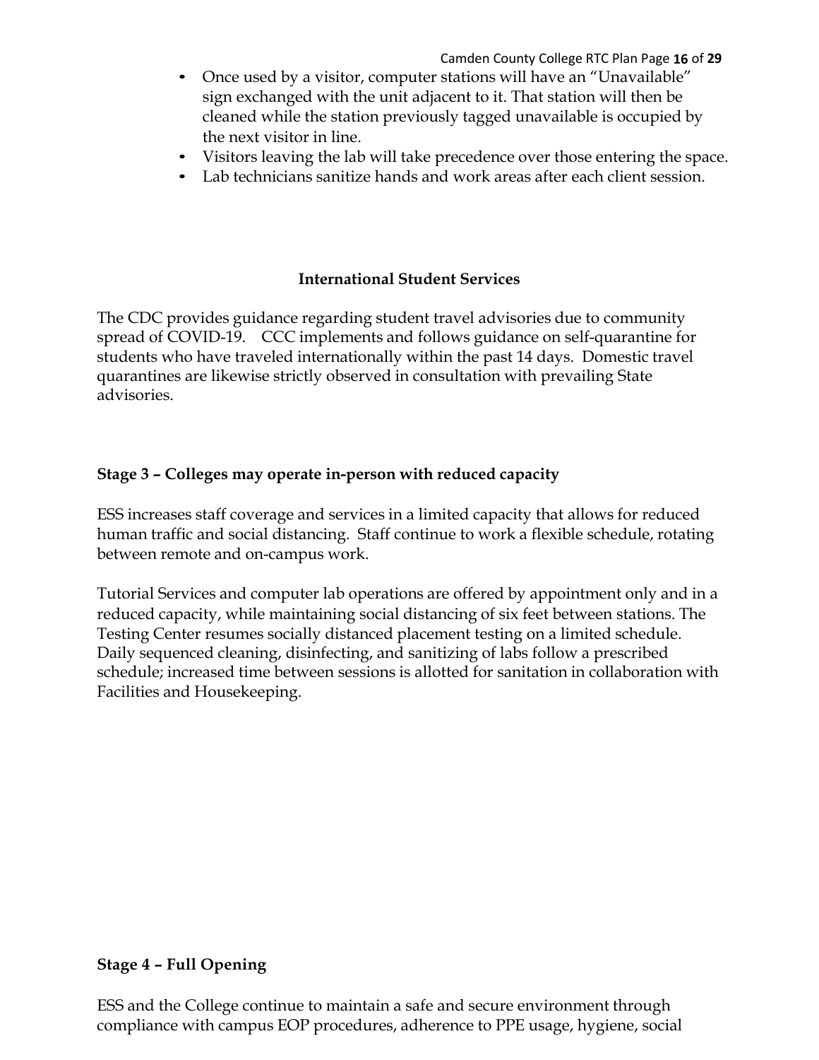- Once used by a visitor, computer stations will have an "Unavailable" sign exchanged with the unit adjacent to it. That station will then be cleaned while the station previously tagged unavailable is occupied by the next visitor in line.
- Visitors leaving the lab will take precedence over those entering the space.
- Lab technicians sanitize hands and work areas after each client session.

**International Student Services**

The CDC provides guidance regarding student travel advisories due to community spread of COVID-19. CCC implements and follows guidance on self-quarantine for students who have traveled internationally within the past 14 days. Domestic travel quarantines are likewise strictly observed in consultation with prevailing State advisories.

**Stage 3 – Colleges may operate in-person with reduced capacity**

ESS increases staff coverage and services in a limited capacity that allows for reduced human traffic and social distancing. Staff continue to work a flexible schedule, rotating between remote and on-campus work.

Tutorial Services and computer lab operations are offered by appointment only and in a reduced capacity, while maintaining social distancing of six feet between stations. The Testing Center resumes socially distanced placement testing on a limited schedule. Daily sequenced cleaning, disinfecting, and sanitizing of labs follow a prescribed schedule; increased time between sessions is allotted for sanitation in collaboration with Facilities and Housekeeping.

**Stage 4 – Full Opening**

ESS and the College continue to maintain a safe and secure environment through compliance with campus EOP procedures, adherence to PPE usage, hygiene, social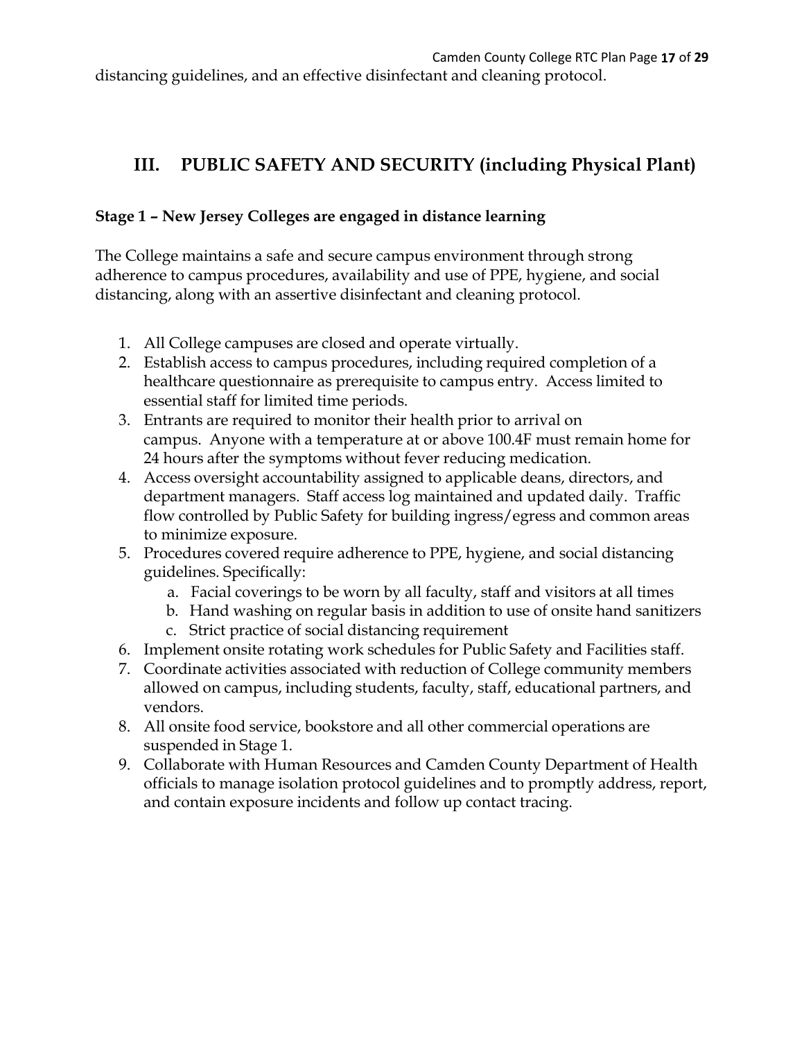distancing guidelines, and an effective disinfectant and cleaning protocol.

## III. PUBLIC SAFETY AND SECURITY (including Physical Plant)

**Stage 1 – New Jersey Colleges are engaged in distance learning**

The College maintains a safe and secure campus environment through strong adherence to campus procedures, availability and use of PPE, hygiene, and social distancing, along with an assertive disinfectant and cleaning protocol.

1. All College campuses are closed and operate virtually.
2. Establish access to campus procedures, including required completion of a healthcare questionnaire as prerequisite to campus entry. Access limited to essential staff for limited time periods.
3. Entrants are required to monitor their health prior to arrival on campus. Anyone with a temperature at or above 100.4F must remain home for 24 hours after the symptoms without fever reducing medication.
4. Access oversight accountability assigned to applicable deans, directors, and department managers. Staff access log maintained and updated daily. Traffic flow controlled by Public Safety for building ingress/egress and common areas to minimize exposure.
5. Procedures covered require adherence to PPE, hygiene, and social distancing guidelines. Specifically:
   a. Facial coverings to be worn by all faculty, staff and visitors at all times
   b. Hand washing on regular basis in addition to use of onsite hand sanitizers
   c. Strict practice of social distancing requirement
6. Implement onsite rotating work schedules for Public Safety and Facilities staff.
7. Coordinate activities associated with reduction of College community members allowed on campus, including students, faculty, staff, educational partners, and vendors.
8. All onsite food service, bookstore and all other commercial operations are suspended in Stage 1.
9. Collaborate with Human Resources and Camden County Department of Health officials to manage isolation protocol guidelines and to promptly address, report, and contain exposure incidents and follow up contact tracing.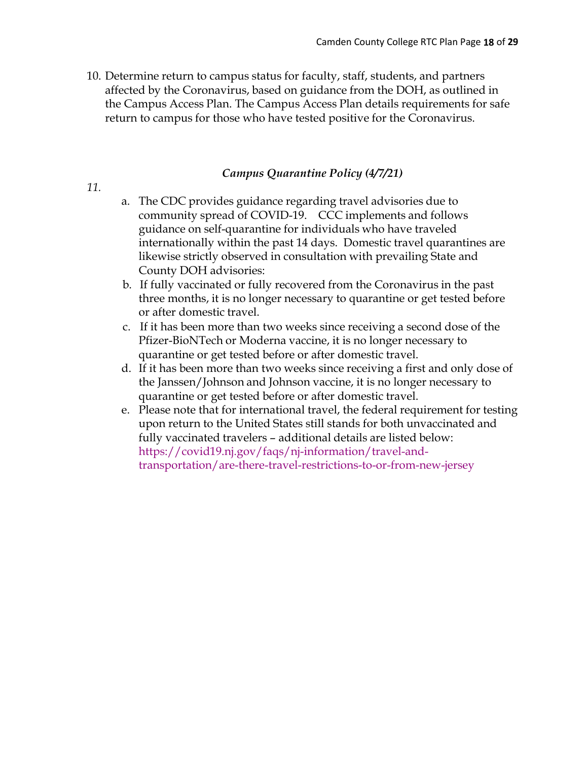10. Determine return to campus status for faculty, staff, students, and partners affected by the Coronavirus, based on guidance from the DOH, as outlined in the Campus Access Plan. The Campus Access Plan details requirements for safe return to campus for those who have tested positive for the Coronavirus.

### *Campus Quarantine Policy (4/7/21)*

*11.*

   a. The CDC provides guidance regarding travel advisories due to community spread of COVID-19. CCC implements and follows guidance on self-quarantine for individuals who have traveled internationally within the past 14 days. Domestic travel quarantines are likewise strictly observed in consultation with prevailing State and County DOH advisories:
   b. If fully vaccinated or fully recovered from the Coronavirus in the past three months, it is no longer necessary to quarantine or get tested before or after domestic travel.
   c. If it has been more than two weeks since receiving a second dose of the Pfizer-BioNTech or Moderna vaccine, it is no longer necessary to quarantine or get tested before or after domestic travel.
   d. If it has been more than two weeks since receiving a first and only dose of the Janssen/Johnson and Johnson vaccine, it is no longer necessary to quarantine or get tested before or after domestic travel.
   e. Please note that for international travel, the federal requirement for testing upon return to the United States still stands for both unvaccinated and fully vaccinated travelers – additional details are listed below: https://covid19.nj.gov/faqs/nj-information/travel-and-transportation/are-there-travel-restrictions-to-or-from-new-jersey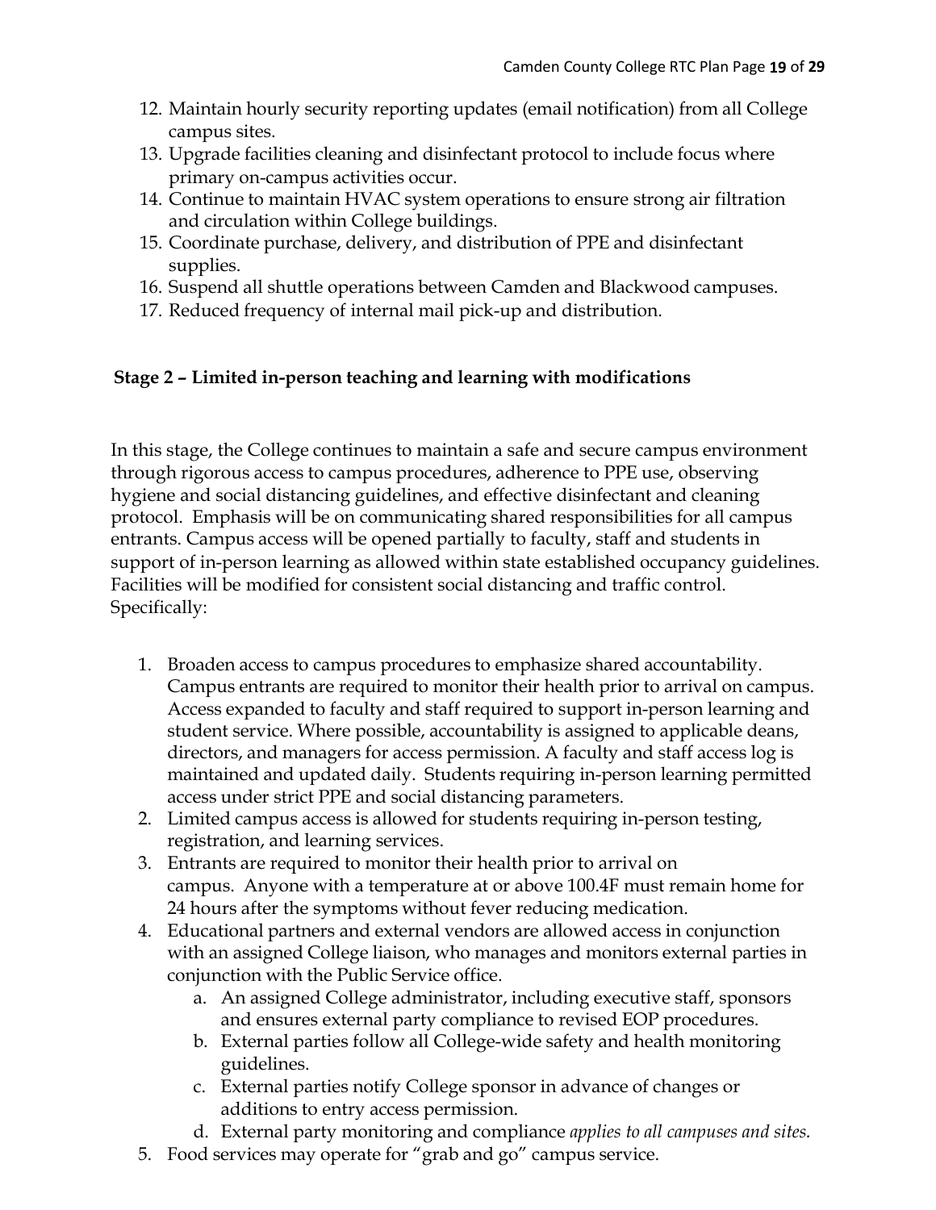12. Maintain hourly security reporting updates (email notification) from all College campus sites.
13. Upgrade facilities cleaning and disinfectant protocol to include focus where primary on-campus activities occur.
14. Continue to maintain HVAC system operations to ensure strong air filtration and circulation within College buildings.
15. Coordinate purchase, delivery, and distribution of PPE and disinfectant supplies.
16. Suspend all shuttle operations between Camden and Blackwood campuses.
17. Reduced frequency of internal mail pick-up and distribution.

**Stage 2 – Limited in-person teaching and learning with modifications**

In this stage, the College continues to maintain a safe and secure campus environment through rigorous access to campus procedures, adherence to PPE use, observing hygiene and social distancing guidelines, and effective disinfectant and cleaning protocol. Emphasis will be on communicating shared responsibilities for all campus entrants. Campus access will be opened partially to faculty, staff and students in support of in-person learning as allowed within state established occupancy guidelines. Facilities will be modified for consistent social distancing and traffic control. Specifically:

1. Broaden access to campus procedures to emphasize shared accountability. Campus entrants are required to monitor their health prior to arrival on campus. Access expanded to faculty and staff required to support in-person learning and student service. Where possible, accountability is assigned to applicable deans, directors, and managers for access permission. A faculty and staff access log is maintained and updated daily. Students requiring in-person learning permitted access under strict PPE and social distancing parameters.
2. Limited campus access is allowed for students requiring in-person testing, registration, and learning services.
3. Entrants are required to monitor their health prior to arrival on campus. Anyone with a temperature at or above 100.4F must remain home for 24 hours after the symptoms without fever reducing medication.
4. Educational partners and external vendors are allowed access in conjunction with an assigned College liaison, who manages and monitors external parties in conjunction with the Public Service office.
   a. An assigned College administrator, including executive staff, sponsors and ensures external party compliance to revised EOP procedures.
   b. External parties follow all College-wide safety and health monitoring guidelines.
   c. External parties notify College sponsor in advance of changes or additions to entry access permission.
   d. External party monitoring and compliance *applies to all campuses and sites.*
5. Food services may operate for "grab and go" campus service.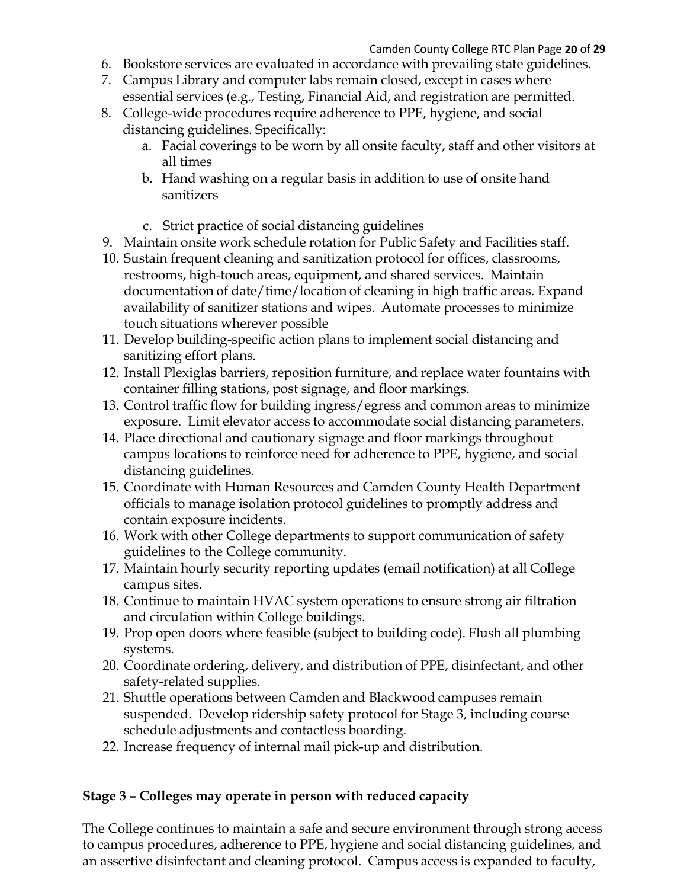6. Bookstore services are evaluated in accordance with prevailing state guidelines.
7. Campus Library and computer labs remain closed, except in cases where essential services (e.g., Testing, Financial Aid, and registration are permitted.
8. College-wide procedures require adherence to PPE, hygiene, and social distancing guidelines. Specifically:
   a. Facial coverings to be worn by all onsite faculty, staff and other visitors at all times
   b. Hand washing on a regular basis in addition to use of onsite hand sanitizers
   c. Strict practice of social distancing guidelines
9. Maintain onsite work schedule rotation for Public Safety and Facilities staff.
10. Sustain frequent cleaning and sanitization protocol for offices, classrooms, restrooms, high-touch areas, equipment, and shared services. Maintain documentation of date/time/location of cleaning in high traffic areas. Expand availability of sanitizer stations and wipes. Automate processes to minimize touch situations wherever possible
11. Develop building-specific action plans to implement social distancing and sanitizing effort plans.
12. Install Plexiglas barriers, reposition furniture, and replace water fountains with container filling stations, post signage, and floor markings.
13. Control traffic flow for building ingress/egress and common areas to minimize exposure. Limit elevator access to accommodate social distancing parameters.
14. Place directional and cautionary signage and floor markings throughout campus locations to reinforce need for adherence to PPE, hygiene, and social distancing guidelines.
15. Coordinate with Human Resources and Camden County Health Department officials to manage isolation protocol guidelines to promptly address and contain exposure incidents.
16. Work with other College departments to support communication of safety guidelines to the College community.
17. Maintain hourly security reporting updates (email notification) at all College campus sites.
18. Continue to maintain HVAC system operations to ensure strong air filtration and circulation within College buildings.
19. Prop open doors where feasible (subject to building code). Flush all plumbing systems.
20. Coordinate ordering, delivery, and distribution of PPE, disinfectant, and other safety-related supplies.
21. Shuttle operations between Camden and Blackwood campuses remain suspended. Develop ridership safety protocol for Stage 3, including course schedule adjustments and contactless boarding.
22. Increase frequency of internal mail pick-up and distribution.

**Stage 3 – Colleges may operate in person with reduced capacity**

The College continues to maintain a safe and secure environment through strong access to campus procedures, adherence to PPE, hygiene and social distancing guidelines, and an assertive disinfectant and cleaning protocol. Campus access is expanded to faculty,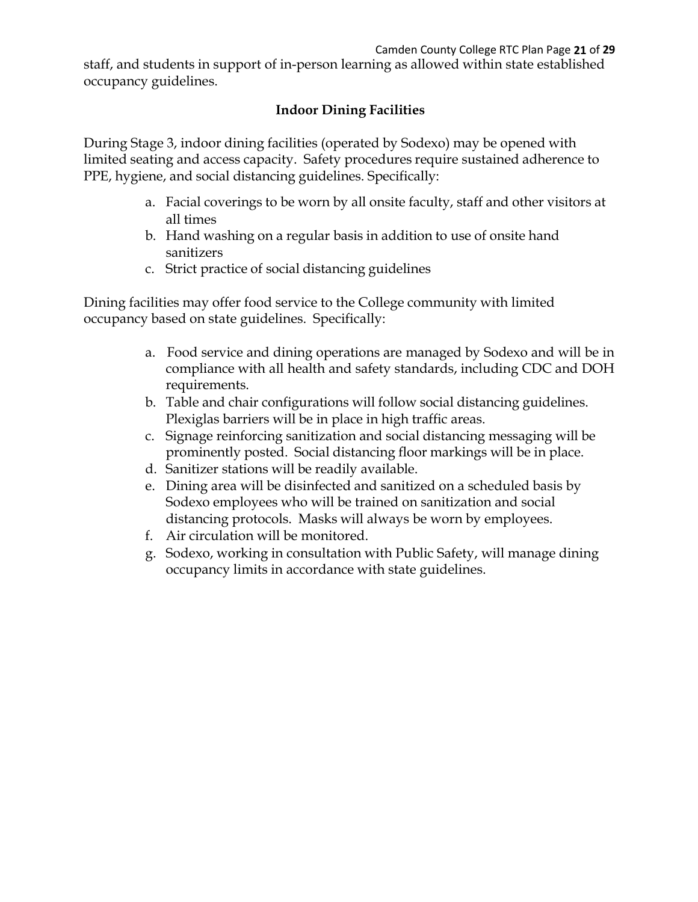staff, and students in support of in-person learning as allowed within state established occupancy guidelines.

## Indoor Dining Facilities

During Stage 3, indoor dining facilities (operated by Sodexo) may be opened with limited seating and access capacity. Safety procedures require sustained adherence to PPE, hygiene, and social distancing guidelines. Specifically:

a. Facial coverings to be worn by all onsite faculty, staff and other visitors at all times
b. Hand washing on a regular basis in addition to use of onsite hand sanitizers
c. Strict practice of social distancing guidelines

Dining facilities may offer food service to the College community with limited occupancy based on state guidelines. Specifically:

a. Food service and dining operations are managed by Sodexo and will be in compliance with all health and safety standards, including CDC and DOH requirements.
b. Table and chair configurations will follow social distancing guidelines. Plexiglas barriers will be in place in high traffic areas.
c. Signage reinforcing sanitization and social distancing messaging will be prominently posted. Social distancing floor markings will be in place.
d. Sanitizer stations will be readily available.
e. Dining area will be disinfected and sanitized on a scheduled basis by Sodexo employees who will be trained on sanitization and social distancing protocols. Masks will always be worn by employees.
f. Air circulation will be monitored.
g. Sodexo, working in consultation with Public Safety, will manage dining occupancy limits in accordance with state guidelines.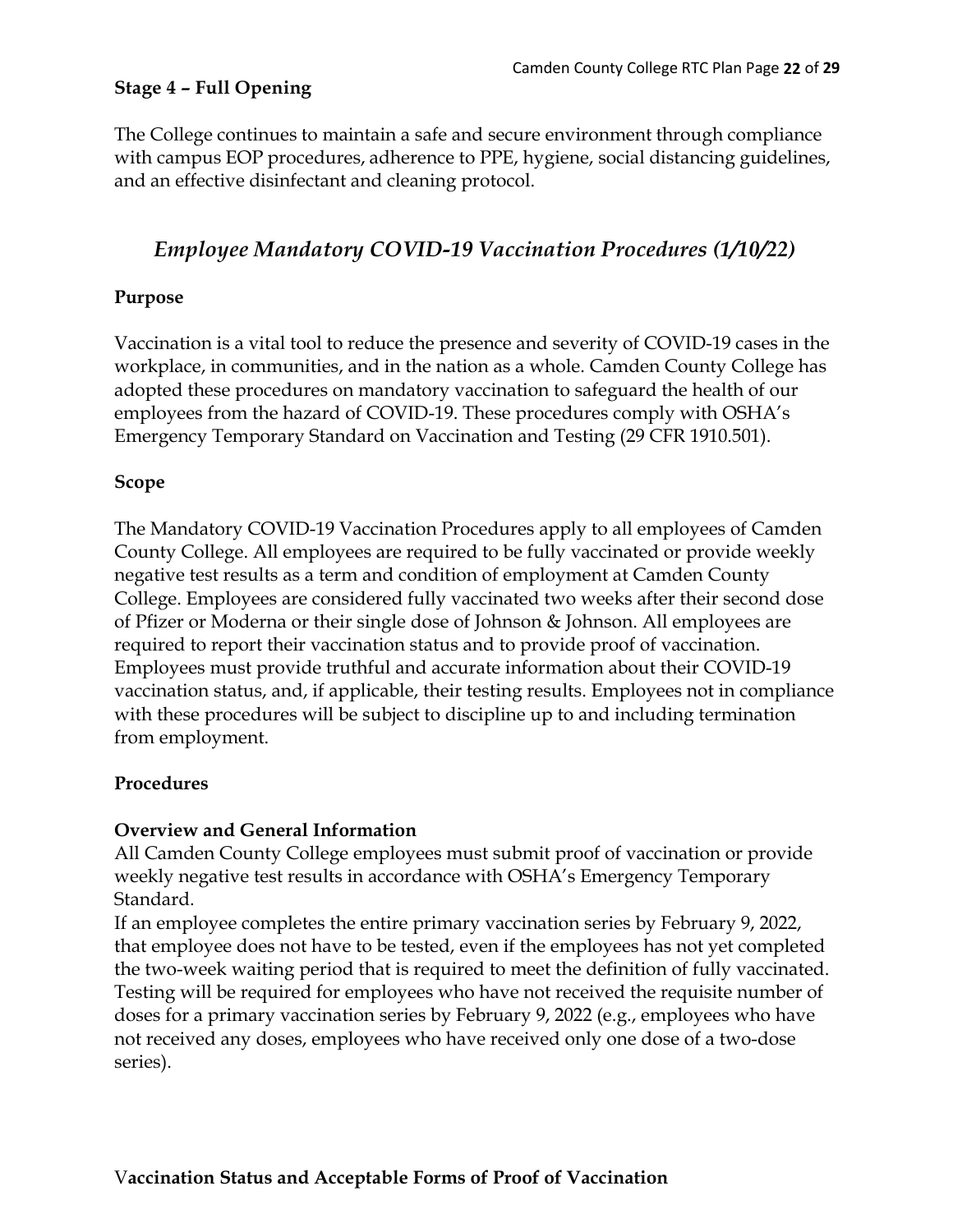**Stage 4 – Full Opening**

The College continues to maintain a safe and secure environment through compliance with campus EOP procedures, adherence to PPE, hygiene, social distancing guidelines, and an effective disinfectant and cleaning protocol.

## *Employee Mandatory COVID-19 Vaccination Procedures (1/10/22)*

**Purpose**

Vaccination is a vital tool to reduce the presence and severity of COVID-19 cases in the workplace, in communities, and in the nation as a whole. Camden County College has adopted these procedures on mandatory vaccination to safeguard the health of our employees from the hazard of COVID-19. These procedures comply with OSHA's Emergency Temporary Standard on Vaccination and Testing (29 CFR 1910.501).

**Scope**

The Mandatory COVID-19 Vaccination Procedures apply to all employees of Camden County College. All employees are required to be fully vaccinated or provide weekly negative test results as a term and condition of employment at Camden County College. Employees are considered fully vaccinated two weeks after their second dose of Pfizer or Moderna or their single dose of Johnson & Johnson. All employees are required to report their vaccination status and to provide proof of vaccination. Employees must provide truthful and accurate information about their COVID-19 vaccination status, and, if applicable, their testing results. Employees not in compliance with these procedures will be subject to discipline up to and including termination from employment.

**Procedures**

**Overview and General Information**

All Camden County College employees must submit proof of vaccination or provide weekly negative test results in accordance with OSHA's Emergency Temporary Standard.

If an employee completes the entire primary vaccination series by February 9, 2022, that employee does not have to be tested, even if the employees has not yet completed the two-week waiting period that is required to meet the definition of fully vaccinated. Testing will be required for employees who have not received the requisite number of doses for a primary vaccination series by February 9, 2022 (e.g., employees who have not received any doses, employees who have received only one dose of a two-dose series).

**Vaccination Status and Acceptable Forms of Proof of Vaccination**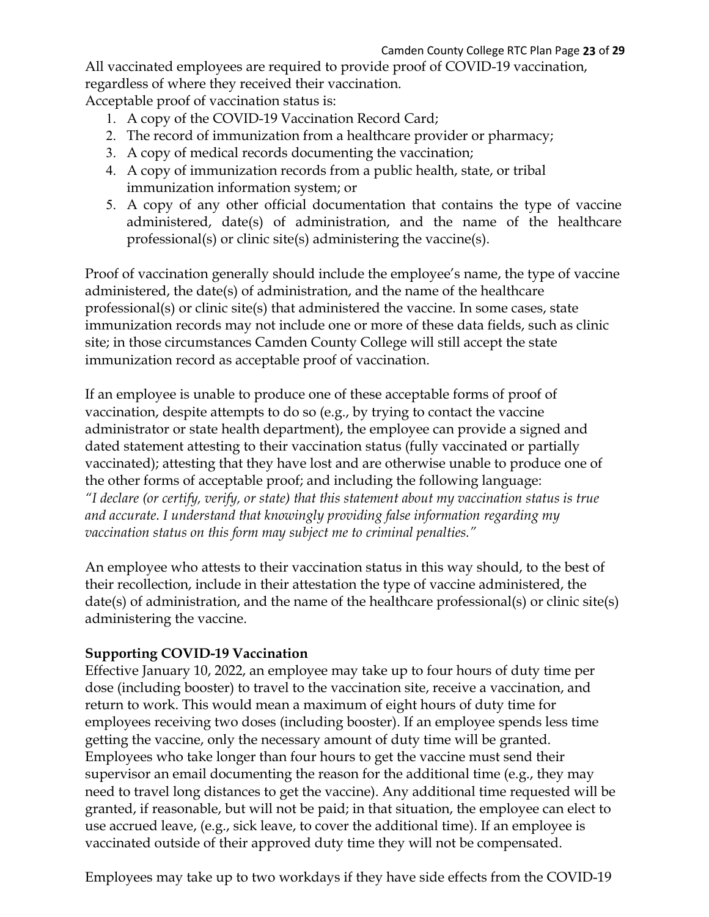All vaccinated employees are required to provide proof of COVID-19 vaccination, regardless of where they received their vaccination.

Acceptable proof of vaccination status is:

1. A copy of the COVID-19 Vaccination Record Card;
2. The record of immunization from a healthcare provider or pharmacy;
3. A copy of medical records documenting the vaccination;
4. A copy of immunization records from a public health, state, or tribal immunization information system; or
5. A copy of any other official documentation that contains the type of vaccine administered, date(s) of administration, and the name of the healthcare professional(s) or clinic site(s) administering the vaccine(s).

Proof of vaccination generally should include the employee's name, the type of vaccine administered, the date(s) of administration, and the name of the healthcare professional(s) or clinic site(s) that administered the vaccine. In some cases, state immunization records may not include one or more of these data fields, such as clinic site; in those circumstances Camden County College will still accept the state immunization record as acceptable proof of vaccination.

If an employee is unable to produce one of these acceptable forms of proof of vaccination, despite attempts to do so (e.g., by trying to contact the vaccine administrator or state health department), the employee can provide a signed and dated statement attesting to their vaccination status (fully vaccinated or partially vaccinated); attesting that they have lost and are otherwise unable to produce one of the other forms of acceptable proof; and including the following language:
*"I declare (or certify, verify, or state) that this statement about my vaccination status is true and accurate. I understand that knowingly providing false information regarding my vaccination status on this form may subject me to criminal penalties."*

An employee who attests to their vaccination status in this way should, to the best of their recollection, include in their attestation the type of vaccine administered, the date(s) of administration, and the name of the healthcare professional(s) or clinic site(s) administering the vaccine.

**Supporting COVID-19 Vaccination**

Effective January 10, 2022, an employee may take up to four hours of duty time per dose (including booster) to travel to the vaccination site, receive a vaccination, and return to work. This would mean a maximum of eight hours of duty time for employees receiving two doses (including booster). If an employee spends less time getting the vaccine, only the necessary amount of duty time will be granted. Employees who take longer than four hours to get the vaccine must send their supervisor an email documenting the reason for the additional time (e.g., they may need to travel long distances to get the vaccine). Any additional time requested will be granted, if reasonable, but will not be paid; in that situation, the employee can elect to use accrued leave, (e.g., sick leave, to cover the additional time). If an employee is vaccinated outside of their approved duty time they will not be compensated.

Employees may take up to two workdays if they have side effects from the COVID-19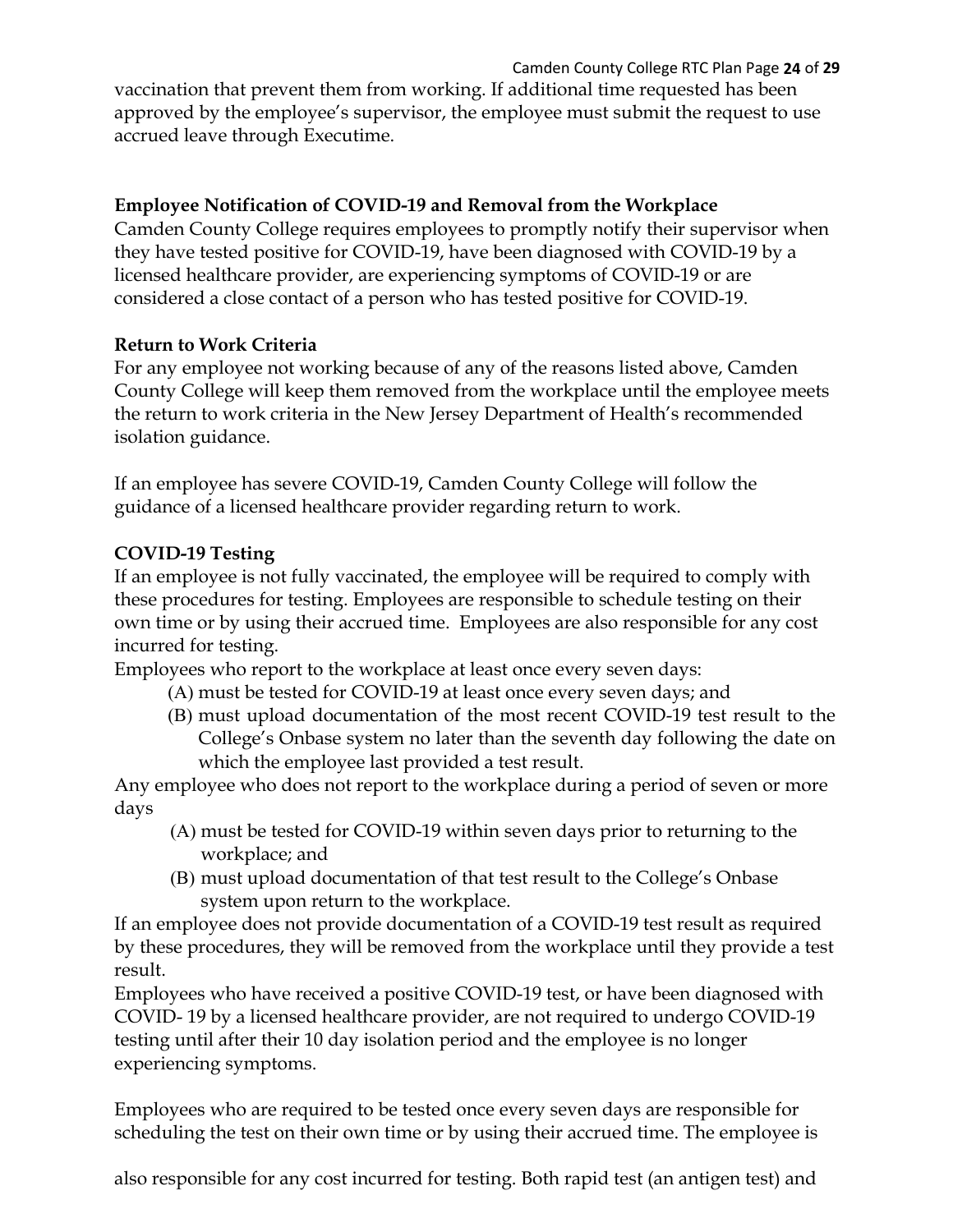vaccination that prevent them from working. If additional time requested has been approved by the employee's supervisor, the employee must submit the request to use accrued leave through Executime.

**Employee Notification of COVID-19 and Removal from the Workplace**

Camden County College requires employees to promptly notify their supervisor when they have tested positive for COVID-19, have been diagnosed with COVID-19 by a licensed healthcare provider, are experiencing symptoms of COVID-19 or are considered a close contact of a person who has tested positive for COVID-19.

**Return to Work Criteria**

For any employee not working because of any of the reasons listed above, Camden County College will keep them removed from the workplace until the employee meets the return to work criteria in the New Jersey Department of Health's recommended isolation guidance.

If an employee has severe COVID-19, Camden County College will follow the guidance of a licensed healthcare provider regarding return to work.

**COVID-19 Testing**

If an employee is not fully vaccinated, the employee will be required to comply with these procedures for testing. Employees are responsible to schedule testing on their own time or by using their accrued time. Employees are also responsible for any cost incurred for testing.

Employees who report to the workplace at least once every seven days:

(A) must be tested for COVID-19 at least once every seven days; and

(B) must upload documentation of the most recent COVID-19 test result to the College's Onbase system no later than the seventh day following the date on which the employee last provided a test result.

Any employee who does not report to the workplace during a period of seven or more days

(A) must be tested for COVID-19 within seven days prior to returning to the workplace; and

(B) must upload documentation of that test result to the College's Onbase system upon return to the workplace.

If an employee does not provide documentation of a COVID-19 test result as required by these procedures, they will be removed from the workplace until they provide a test result.

Employees who have received a positive COVID-19 test, or have been diagnosed with COVID- 19 by a licensed healthcare provider, are not required to undergo COVID-19 testing until after their 10 day isolation period and the employee is no longer experiencing symptoms.

Employees who are required to be tested once every seven days are responsible for scheduling the test on their own time or by using their accrued time. The employee is also responsible for any cost incurred for testing. Both rapid test (an antigen test) and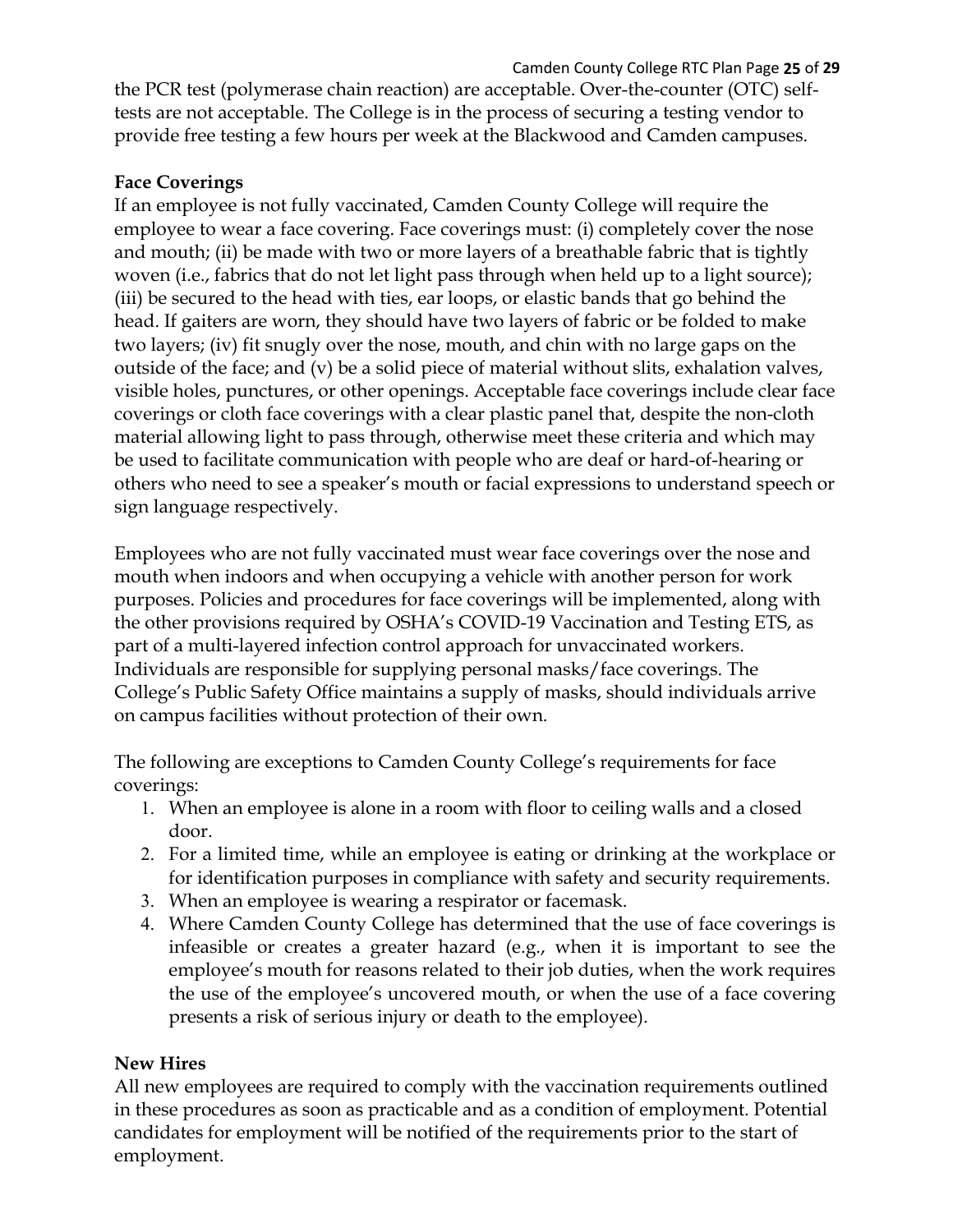the PCR test (polymerase chain reaction) are acceptable. Over-the-counter (OTC) self-tests are not acceptable. The College is in the process of securing a testing vendor to provide free testing a few hours per week at the Blackwood and Camden campuses.

**Face Coverings**

If an employee is not fully vaccinated, Camden County College will require the employee to wear a face covering. Face coverings must: (i) completely cover the nose and mouth; (ii) be made with two or more layers of a breathable fabric that is tightly woven (i.e., fabrics that do not let light pass through when held up to a light source); (iii) be secured to the head with ties, ear loops, or elastic bands that go behind the head. If gaiters are worn, they should have two layers of fabric or be folded to make two layers; (iv) fit snugly over the nose, mouth, and chin with no large gaps on the outside of the face; and (v) be a solid piece of material without slits, exhalation valves, visible holes, punctures, or other openings. Acceptable face coverings include clear face coverings or cloth face coverings with a clear plastic panel that, despite the non-cloth material allowing light to pass through, otherwise meet these criteria and which may be used to facilitate communication with people who are deaf or hard-of-hearing or others who need to see a speaker's mouth or facial expressions to understand speech or sign language respectively.

Employees who are not fully vaccinated must wear face coverings over the nose and mouth when indoors and when occupying a vehicle with another person for work purposes. Policies and procedures for face coverings will be implemented, along with the other provisions required by OSHA's COVID-19 Vaccination and Testing ETS, as part of a multi-layered infection control approach for unvaccinated workers. Individuals are responsible for supplying personal masks/face coverings. The College's Public Safety Office maintains a supply of masks, should individuals arrive on campus facilities without protection of their own.

The following are exceptions to Camden County College's requirements for face coverings:

1. When an employee is alone in a room with floor to ceiling walls and a closed door.
2. For a limited time, while an employee is eating or drinking at the workplace or for identification purposes in compliance with safety and security requirements.
3. When an employee is wearing a respirator or facemask.
4. Where Camden County College has determined that the use of face coverings is infeasible or creates a greater hazard (e.g., when it is important to see the employee's mouth for reasons related to their job duties, when the work requires the use of the employee's uncovered mouth, or when the use of a face covering presents a risk of serious injury or death to the employee).

**New Hires**

All new employees are required to comply with the vaccination requirements outlined in these procedures as soon as practicable and as a condition of employment. Potential candidates for employment will be notified of the requirements prior to the start of employment.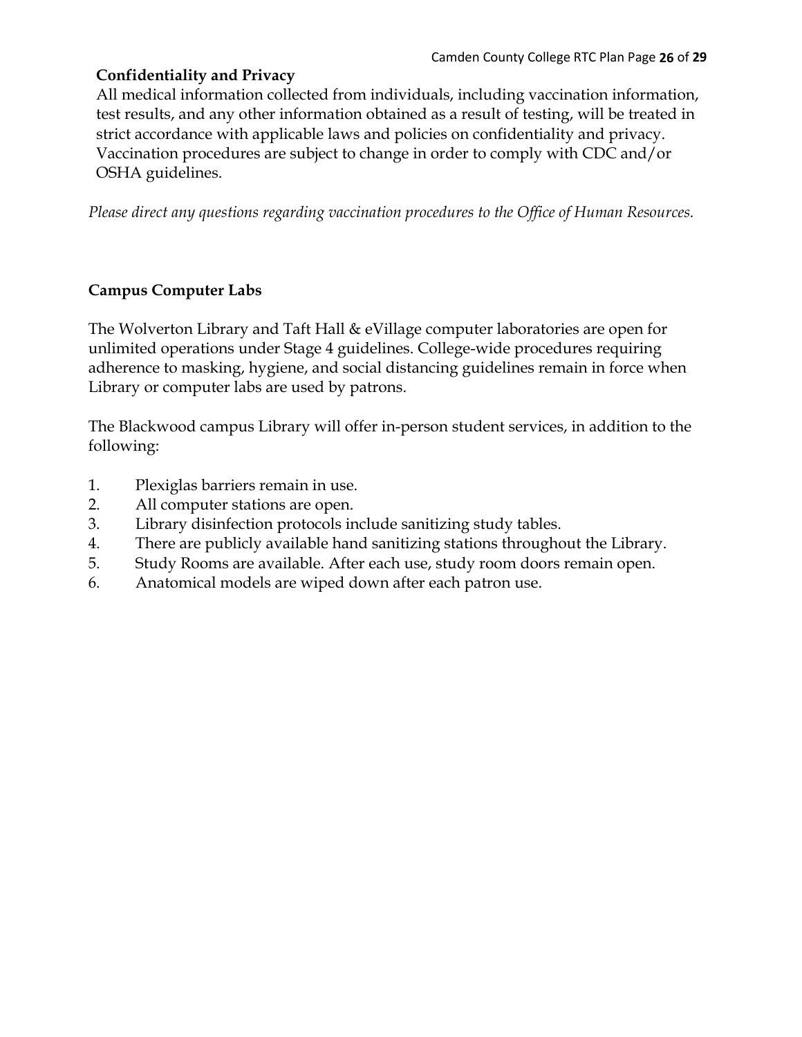**Confidentiality and Privacy**

All medical information collected from individuals, including vaccination information, test results, and any other information obtained as a result of testing, will be treated in strict accordance with applicable laws and policies on confidentiality and privacy. Vaccination procedures are subject to change in order to comply with CDC and/or OSHA guidelines.

*Please direct any questions regarding vaccination procedures to the Office of Human Resources.*

**Campus Computer Labs**

The Wolverton Library and Taft Hall & eVillage computer laboratories are open for unlimited operations under Stage 4 guidelines. College-wide procedures requiring adherence to masking, hygiene, and social distancing guidelines remain in force when Library or computer labs are used by patrons.

The Blackwood campus Library will offer in-person student services, in addition to the following:

1. Plexiglas barriers remain in use.
2. All computer stations are open.
3. Library disinfection protocols include sanitizing study tables.
4. There are publicly available hand sanitizing stations throughout the Library.
5. Study Rooms are available. After each use, study room doors remain open.
6. Anatomical models are wiped down after each patron use.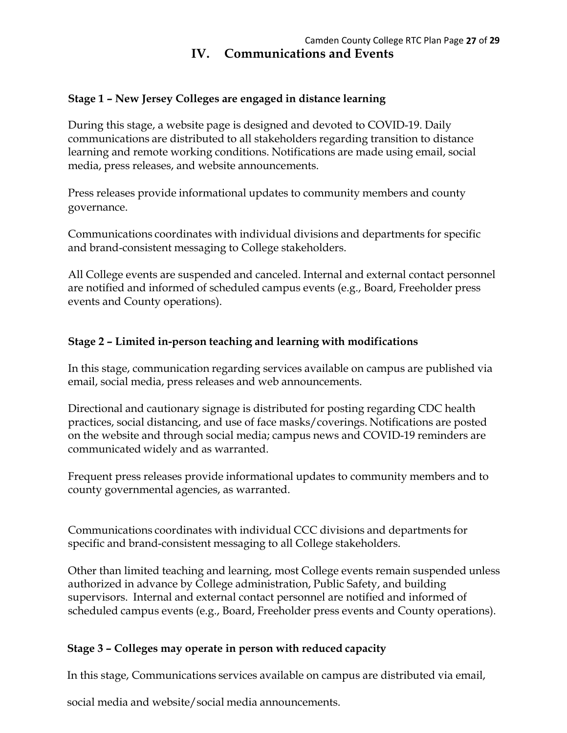## IV. Communications and Events

### Stage 1 – New Jersey Colleges are engaged in distance learning

During this stage, a website page is designed and devoted to COVID-19. Daily communications are distributed to all stakeholders regarding transition to distance learning and remote working conditions. Notifications are made using email, social media, press releases, and website announcements.

Press releases provide informational updates to community members and county governance.

Communications coordinates with individual divisions and departments for specific and brand-consistent messaging to College stakeholders.

All College events are suspended and canceled. Internal and external contact personnel are notified and informed of scheduled campus events (e.g., Board, Freeholder press events and County operations).

### Stage 2 – Limited in-person teaching and learning with modifications

In this stage, communication regarding services available on campus are published via email, social media, press releases and web announcements.

Directional and cautionary signage is distributed for posting regarding CDC health practices, social distancing, and use of face masks/coverings. Notifications are posted on the website and through social media; campus news and COVID-19 reminders are communicated widely and as warranted.

Frequent press releases provide informational updates to community members and to county governmental agencies, as warranted.

Communications coordinates with individual CCC divisions and departments for specific and brand-consistent messaging to all College stakeholders.

Other than limited teaching and learning, most College events remain suspended unless authorized in advance by College administration, Public Safety, and building supervisors. Internal and external contact personnel are notified and informed of scheduled campus events (e.g., Board, Freeholder press events and County operations).

### Stage 3 – Colleges may operate in person with reduced capacity

In this stage, Communications services available on campus are distributed via email, social media and website/social media announcements.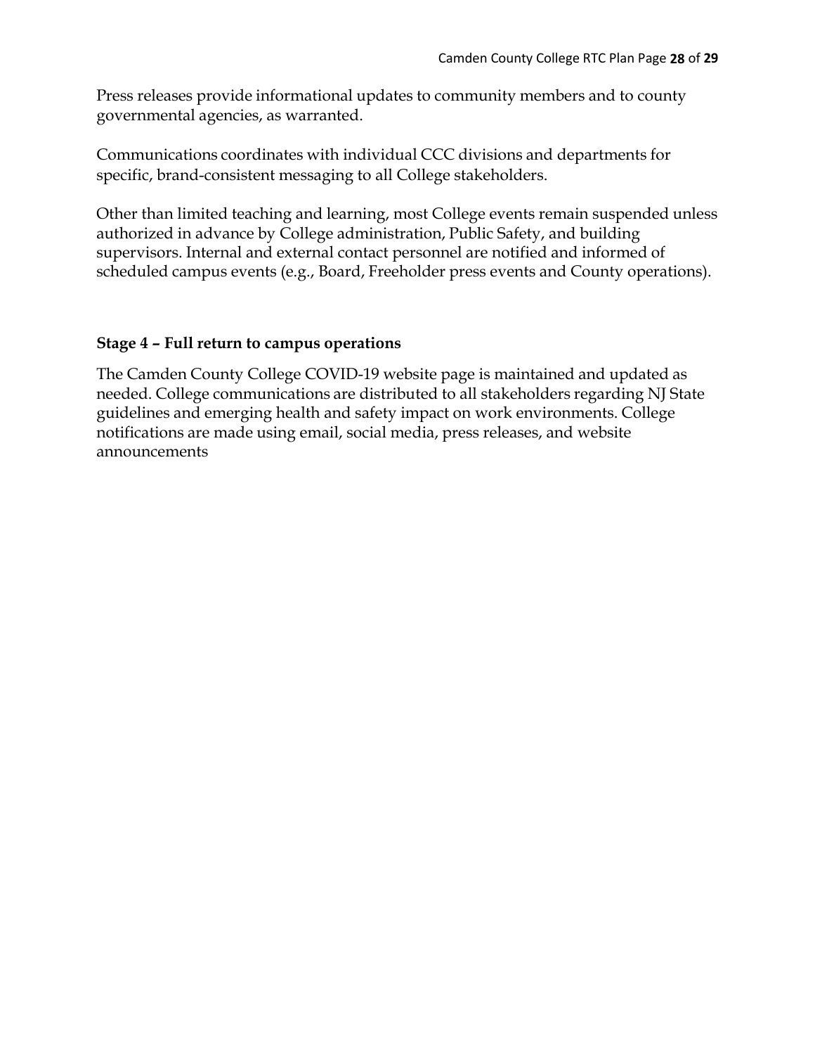Press releases provide informational updates to community members and to county governmental agencies, as warranted.

Communications coordinates with individual CCC divisions and departments for specific, brand-consistent messaging to all College stakeholders.

Other than limited teaching and learning, most College events remain suspended unless authorized in advance by College administration, Public Safety, and building supervisors. Internal and external contact personnel are notified and informed of scheduled campus events (e.g., Board, Freeholder press events and County operations).

### Stage 4 – Full return to campus operations

The Camden County College COVID-19 website page is maintained and updated as needed. College communications are distributed to all stakeholders regarding NJ State guidelines and emerging health and safety impact on work environments. College notifications are made using email, social media, press releases, and website announcements